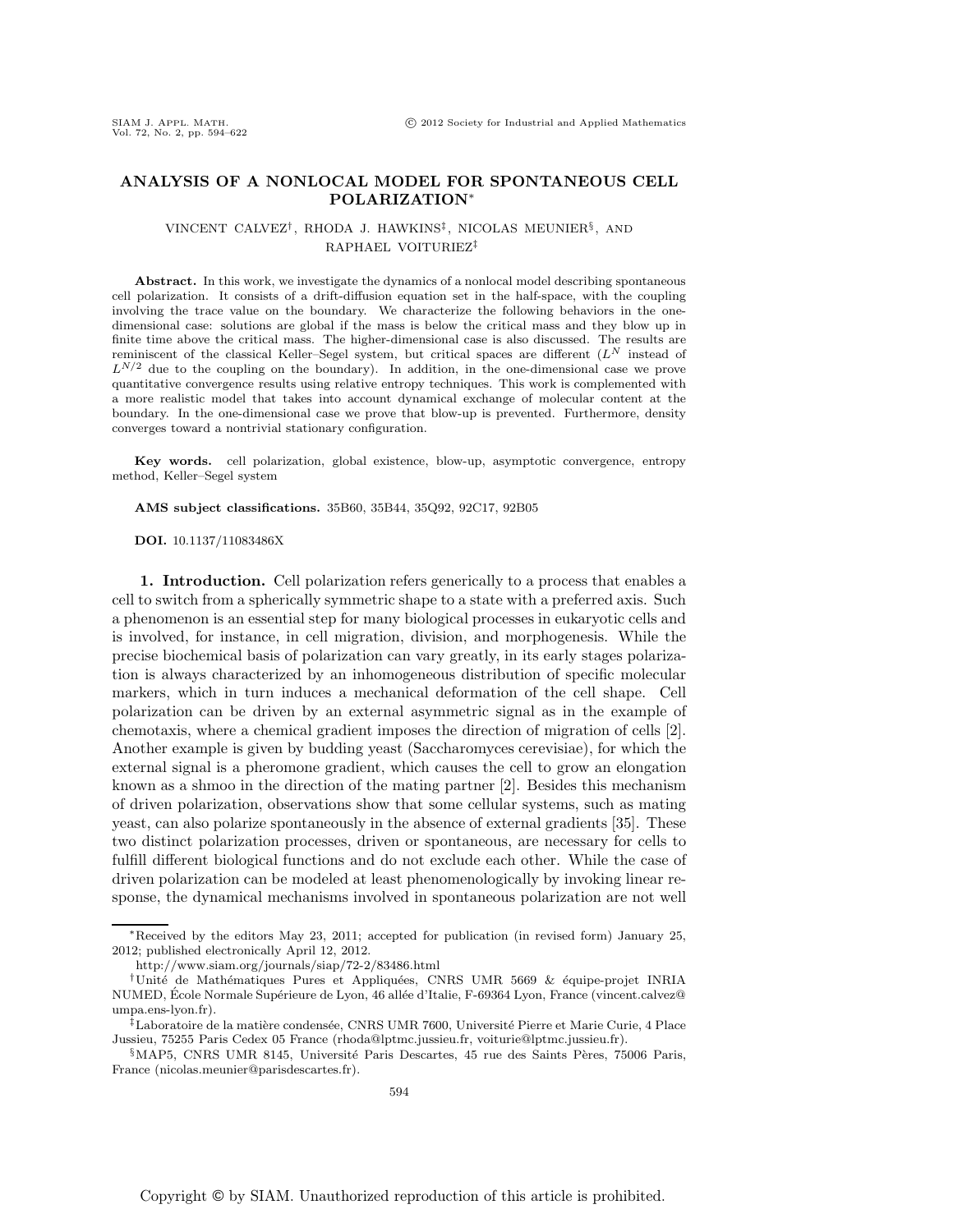# ANALYSIS OF A NONLOCAL MODEL FOR SPONTANEOUS CELL POLARIZATION*

VINCENT CALVEZ†, RHODA J. HAWKINS‡, NICOLAS MEUNIER§, AND RAPHAEL VOITURIEZ‡

**Abstract.** In this work, we investigate the dynamics of a nonlocal model describing spontaneous cell polarization. It consists of a drift-diffusion equation set in the half-space, with the coupling involving the trace value on the boundary. We characterize the following behaviors in the one-dimensional case: solutions are global if the mass is below the critical mass and they blow up in finite time above the critical mass. The higher-dimensional case is also discussed. The results are reminiscent of the classical Keller–Segel system, but critical spaces are different ($L^N$ instead of $L^{N/2}$ due to the coupling on the boundary). In addition, in the one-dimensional case we prove quantitative convergence results using relative entropy techniques. This work is complemented with a more realistic model that takes into account dynamical exchange of molecular content at the boundary. In the one-dimensional case we prove that blow-up is prevented. Furthermore, density converges toward a nontrivial stationary configuration.

**Key words.** cell polarization, global existence, blow-up, asymptotic convergence, entropy method, Keller–Segel system

**AMS subject classifications.** 35B60, 35B44, 35Q92, 92C17, 92B05

**DOI.** 10.1137/11083486X

## 1. Introduction.

Cell polarization refers generically to a process that enables a cell to switch from a spherically symmetric shape to a state with a preferred axis. Such a phenomenon is an essential step for many biological processes in eukaryotic cells and is involved, for instance, in cell migration, division, and morphogenesis. While the precise biochemical basis of polarization can vary greatly, in its early stages polarization is always characterized by an inhomogeneous distribution of specific molecular markers, which in turn induces a mechanical deformation of the cell shape. Cell polarization can be driven by an external asymmetric signal as in the example of chemotaxis, where a chemical gradient imposes the direction of migration of cells [2]. Another example is given by budding yeast (Saccharomyces cerevisiae), for which the external signal is a pheromone gradient, which causes the cell to grow an elongation known as a shmoo in the direction of the mating partner [2]. Besides this mechanism of driven polarization, observations show that some cellular systems, such as mating yeast, can also polarize spontaneously in the absence of external gradients [35]. These two distinct polarization processes, driven or spontaneous, are necessary for cells to fulfill different biological functions and do not exclude each other. While the case of driven polarization can be modeled at least phenomenologically by invoking linear response, the dynamical mechanisms involved in spontaneous polarization are not well

---

*Received by the editors May 23, 2011; accepted for publication (in revised form) January 25, 2012; published electronically April 12, 2012.

http://www.siam.org/journals/siap/72-2/83486.html

†Unité de Mathématiques Pures et Appliquées, CNRS UMR 5669 & équipe-projet INRIA NUMED, École Normale Supérieure de Lyon, 46 allée d'Italie, F-69364 Lyon, France (vincent.calvez@umpa.ens-lyon.fr).

‡Laboratoire de la matière condensée, CNRS UMR 7600, Université Pierre et Marie Curie, 4 Place Jussieu, 75255 Paris Cedex 05 France (rhoda@lptmc.jussieu.fr, voiturie@lptmc.jussieu.fr).

§MAP5, CNRS UMR 8145, Université Paris Descartes, 45 rue des Saints Pères, 75006 Paris, France (nicolas.meunier@parisdescartes.fr).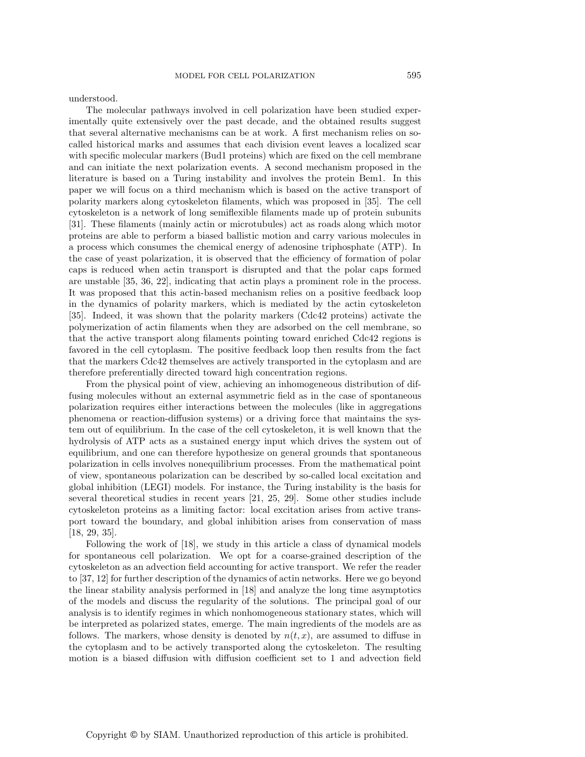understood.

The molecular pathways involved in cell polarization have been studied experimentally quite extensively over the past decade, and the obtained results suggest that several alternative mechanisms can be at work. A first mechanism relies on so-called historical marks and assumes that each division event leaves a localized scar with specific molecular markers (Bud1 proteins) which are fixed on the cell membrane and can initiate the next polarization events. A second mechanism proposed in the literature is based on a Turing instability and involves the protein Bem1. In this paper we will focus on a third mechanism which is based on the active transport of polarity markers along cytoskeleton filaments, which was proposed in [35]. The cell cytoskeleton is a network of long semiflexible filaments made up of protein subunits [31]. These filaments (mainly actin or microtubules) act as roads along which motor proteins are able to perform a biased ballistic motion and carry various molecules in a process which consumes the chemical energy of adenosine triphosphate (ATP). In the case of yeast polarization, it is observed that the efficiency of formation of polar caps is reduced when actin transport is disrupted and that the polar caps formed are unstable [35, 36, 22], indicating that actin plays a prominent role in the process. It was proposed that this actin-based mechanism relies on a positive feedback loop in the dynamics of polarity markers, which is mediated by the actin cytoskeleton [35]. Indeed, it was shown that the polarity markers (Cdc42 proteins) activate the polymerization of actin filaments when they are adsorbed on the cell membrane, so that the active transport along filaments pointing toward enriched Cdc42 regions is favored in the cell cytoplasm. The positive feedback loop then results from the fact that the markers Cdc42 themselves are actively transported in the cytoplasm and are therefore preferentially directed toward high concentration regions.

From the physical point of view, achieving an inhomogeneous distribution of diffusing molecules without an external asymmetric field as in the case of spontaneous polarization requires either interactions between the molecules (like in aggregations phenomena or reaction-diffusion systems) or a driving force that maintains the system out of equilibrium. In the case of the cell cytoskeleton, it is well known that the hydrolysis of ATP acts as a sustained energy input which drives the system out of equilibrium, and one can therefore hypothesize on general grounds that spontaneous polarization in cells involves nonequilibrium processes. From the mathematical point of view, spontaneous polarization can be described by so-called local excitation and global inhibition (LEGI) models. For instance, the Turing instability is the basis for several theoretical studies in recent years [21, 25, 29]. Some other studies include cytoskeleton proteins as a limiting factor: local excitation arises from active transport toward the boundary, and global inhibition arises from conservation of mass [18, 29, 35].

Following the work of [18], we study in this article a class of dynamical models for spontaneous cell polarization. We opt for a coarse-grained description of the cytoskeleton as an advection field accounting for active transport. We refer the reader to [37, 12] for further description of the dynamics of actin networks. Here we go beyond the linear stability analysis performed in [18] and analyze the long time asymptotics of the models and discuss the regularity of the solutions. The principal goal of our analysis is to identify regimes in which nonhomogeneous stationary states, which will be interpreted as polarized states, emerge. The main ingredients of the models are as follows. The markers, whose density is denoted by $n(t,x)$, are assumed to diffuse in the cytoplasm and to be actively transported along the cytoskeleton. The resulting motion is a biased diffusion with diffusion coefficient set to 1 and advection field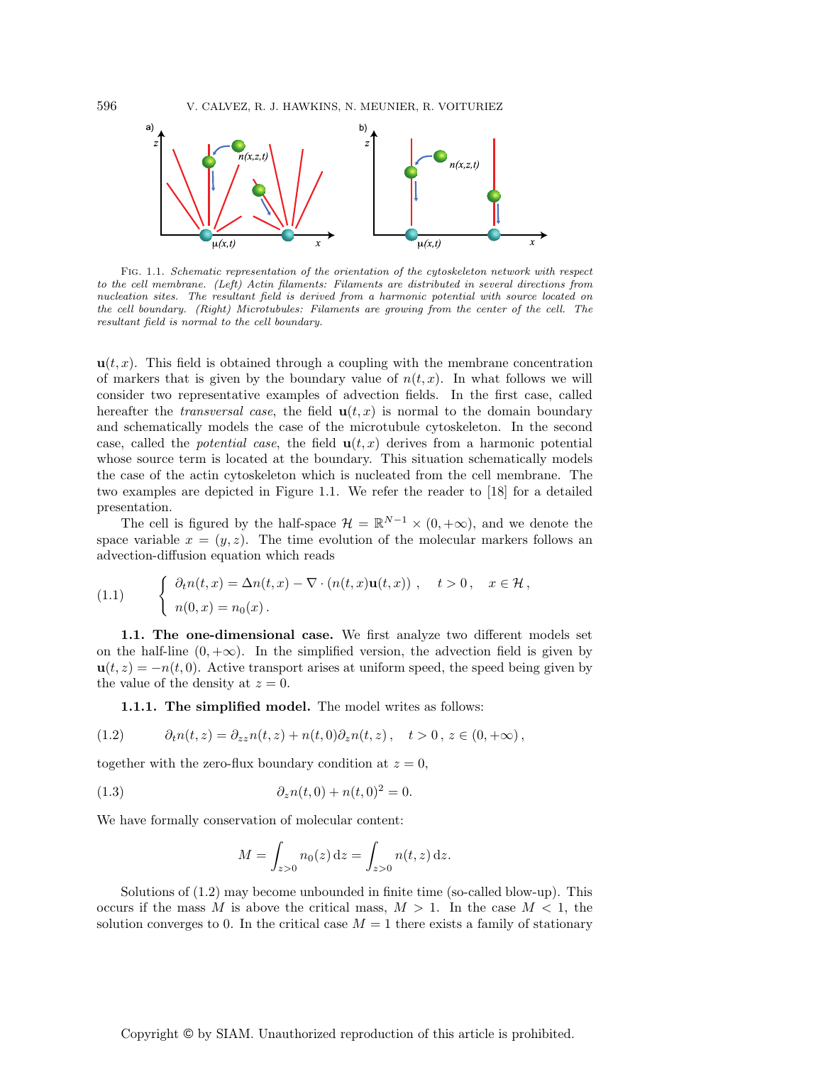Fig. 1.1. *Schematic representation of the orientation of the cytoskeleton network with respect to the cell membrane. (Left) Actin filaments: Filaments are distributed in several directions from nucleation sites. The resultant field is derived from a harmonic potential with source located on the cell boundary. (Right) Microtubules: Filaments are growing from the center of the cell. The resultant field is normal to the cell boundary.*

$\mathbf{u}(t,x)$. This field is obtained through a coupling with the membrane concentration of markers that is given by the boundary value of $n(t,x)$. In what follows we will consider two representative examples of advection fields. In the first case, called hereafter the *transversal case*, the field $\mathbf{u}(t,x)$ is normal to the domain boundary and schematically models the case of the microtubule cytoskeleton. In the second case, called the *potential case*, the field $\mathbf{u}(t,x)$ derives from a harmonic potential whose source term is located at the boundary. This situation schematically models the case of the actin cytoskeleton which is nucleated from the cell membrane. The two examples are depicted in Figure 1.1. We refer the reader to [18] for a detailed presentation.

The cell is figured by the half-space $\mathcal{H} = \mathbb{R}^{N-1} \times (0, +\infty)$, and we denote the space variable $x = (y, z)$. The time evolution of the molecular markers follows an advection-diffusion equation which reads

$$
(1.1) \qquad \begin{cases} \partial_t n(t,x) = \Delta n(t,x) - \nabla \cdot (n(t,x)\mathbf{u}(t,x)) \,, \quad t > 0 \,, \quad x \in \mathcal{H} \,, \\ n(0,x) = n_0(x) \,. \end{cases}
$$

**1.1. The one-dimensional case.** We first analyze two different models set on the half-line $(0, +\infty)$. In the simplified version, the advection field is given by $\mathbf{u}(t,z) = -n(t,0)$. Active transport arises at uniform speed, the speed being given by the value of the density at $z = 0$.

**1.1.1. The simplified model.** The model writes as follows:

$$
(1.2) \qquad \partial_t n(t,z) = \partial_{zz} n(t,z) + n(t,0)\partial_z n(t,z) \,, \quad t > 0 \,, \; z \in (0, +\infty) \,,
$$

together with the zero-flux boundary condition at $z = 0$,

$$
(1.3) \qquad \partial_z n(t,0) + n(t,0)^2 = 0.
$$

We have formally conservation of molecular content:

$$
M = \int_{z>0} n_0(z) \, \mathrm{d}z = \int_{z>0} n(t,z) \, \mathrm{d}z.
$$

Solutions of (1.2) may become unbounded in finite time (so-called blow-up). This occurs if the mass $M$ is above the critical mass, $M > 1$. In the case $M < 1$, the solution converges to 0. In the critical case $M = 1$ there exists a family of stationary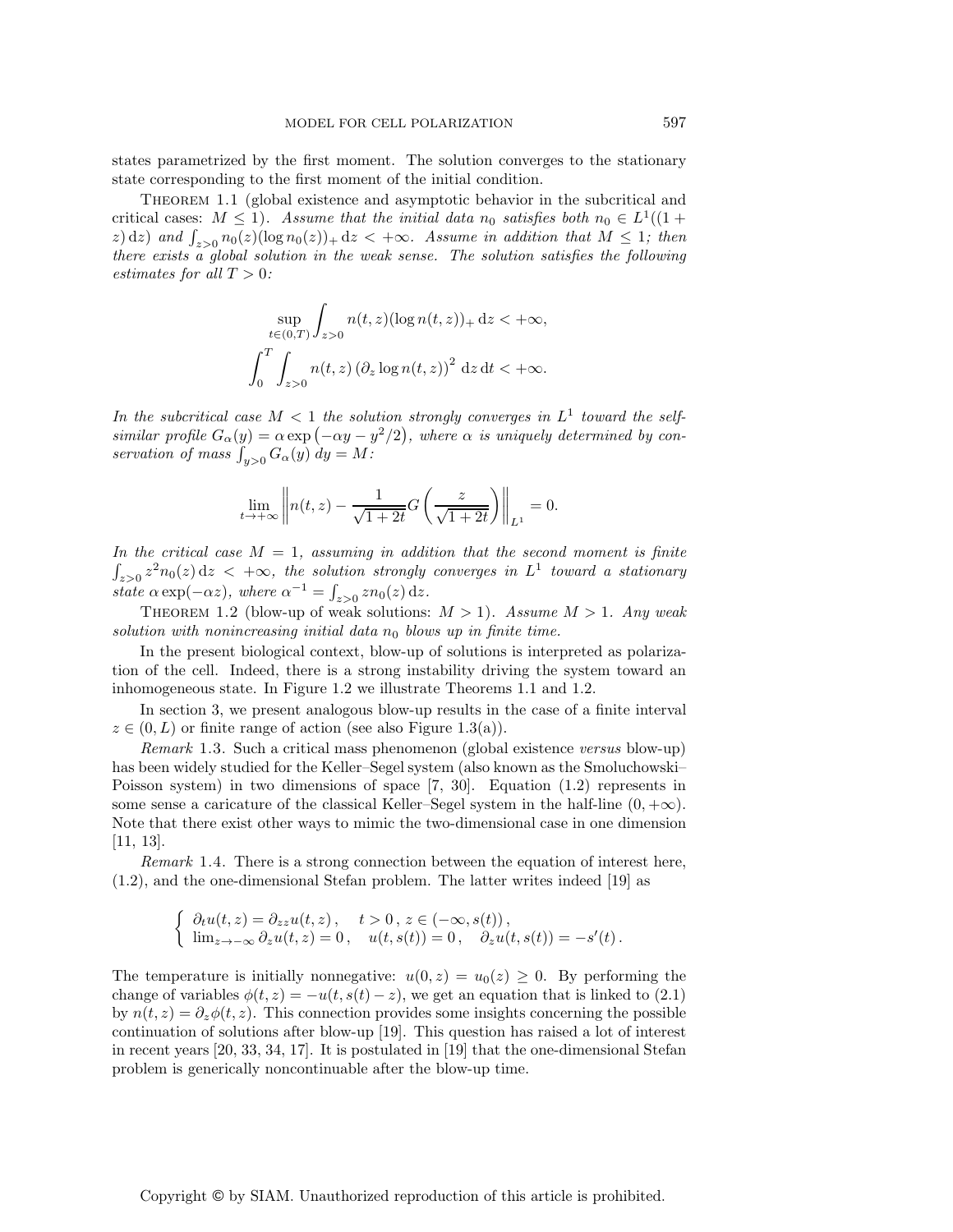states parametrized by the first moment. The solution converges to the stationary state corresponding to the first moment of the initial condition.

THEOREM 1.1 (global existence and asymptotic behavior in the subcritical and critical cases: $M \leq 1$). *Assume that the initial data $n_0$ satisfies both $n_0 \in L^1((1+z)\,\mathrm{d}z)$ and $\int_{z>0} n_0(z)(\log n_0(z))_+ \,\mathrm{d}z < +\infty$. Assume in addition that $M \leq 1$; then there exists a global solution in the weak sense. The solution satisfies the following estimates for all $T > 0$:*

$$\sup_{t\in(0,T)} \int_{z>0} n(t,z)(\log n(t,z))_+ \,\mathrm{d}z < +\infty,$$

$$\int_0^T \int_{z>0} n(t,z)\left(\partial_z \log n(t,z)\right)^2 \,\mathrm{d}z\,\mathrm{d}t < +\infty.$$

*In the subcritical case $M < 1$ the solution strongly converges in $L^1$ toward the self-similar profile $G_\alpha(y) = \alpha \exp\left(-\alpha y - y^2/2\right)$, where $\alpha$ is uniquely determined by conservation of mass $\int_{y>0} G_\alpha(y)\, dy = M$:*

$$\lim_{t\to+\infty} \left\| n(t,z) - \frac{1}{\sqrt{1+2t}} G\left(\frac{z}{\sqrt{1+2t}}\right)\right\|_{L^1} = 0.$$

*In the critical case $M = 1$, assuming in addition that the second moment is finite $\int_{z>0} z^2 n_0(z)\,\mathrm{d}z < +\infty$, the solution strongly converges in $L^1$ toward a stationary state $\alpha\exp(-\alpha z)$, where $\alpha^{-1} = \int_{z>0} z n_0(z)\,\mathrm{d}z$.*

THEOREM 1.2 (blow-up of weak solutions: $M > 1$). *Assume $M > 1$. Any weak solution with nonincreasing initial data $n_0$ blows up in finite time.*

In the present biological context, blow-up of solutions is interpreted as polarization of the cell. Indeed, there is a strong instability driving the system toward an inhomogeneous state. In Figure 1.2 we illustrate Theorems 1.1 and 1.2.

In section 3, we present analogous blow-up results in the case of a finite interval $z \in (0, L)$ or finite range of action (see also Figure 1.3(a)).

*Remark* 1.3. Such a critical mass phenomenon (global existence *versus* blow-up) has been widely studied for the Keller–Segel system (also known as the Smoluchowski–Poisson system) in two dimensions of space [7, 30]. Equation (1.2) represents in some sense a caricature of the classical Keller–Segel system in the half-line $(0, +\infty)$. Note that there exist other ways to mimic the two-dimensional case in one dimension [11, 13].

*Remark* 1.4. There is a strong connection between the equation of interest here, (1.2), and the one-dimensional Stefan problem. The latter writes indeed [19] as

$$\begin{cases} \partial_t u(t,z) = \partial_{zz} u(t,z)\,, \quad t > 0\,,\, z \in (-\infty, s(t))\,, \\ \lim_{z\to-\infty} \partial_z u(t,z) = 0\,, \quad u(t,s(t)) = 0\,, \quad \partial_z u(t,s(t)) = -s'(t)\,. \end{cases}$$

The temperature is initially nonnegative: $u(0,z) = u_0(z) \geq 0$. By performing the change of variables $\phi(t,z) = -u(t, s(t) - z)$, we get an equation that is linked to (2.1) by $n(t,z) = \partial_z \phi(t,z)$. This connection provides some insights concerning the possible continuation of solutions after blow-up [19]. This question has raised a lot of interest in recent years [20, 33, 34, 17]. It is postulated in [19] that the one-dimensional Stefan problem is generically noncontinuable after the blow-up time.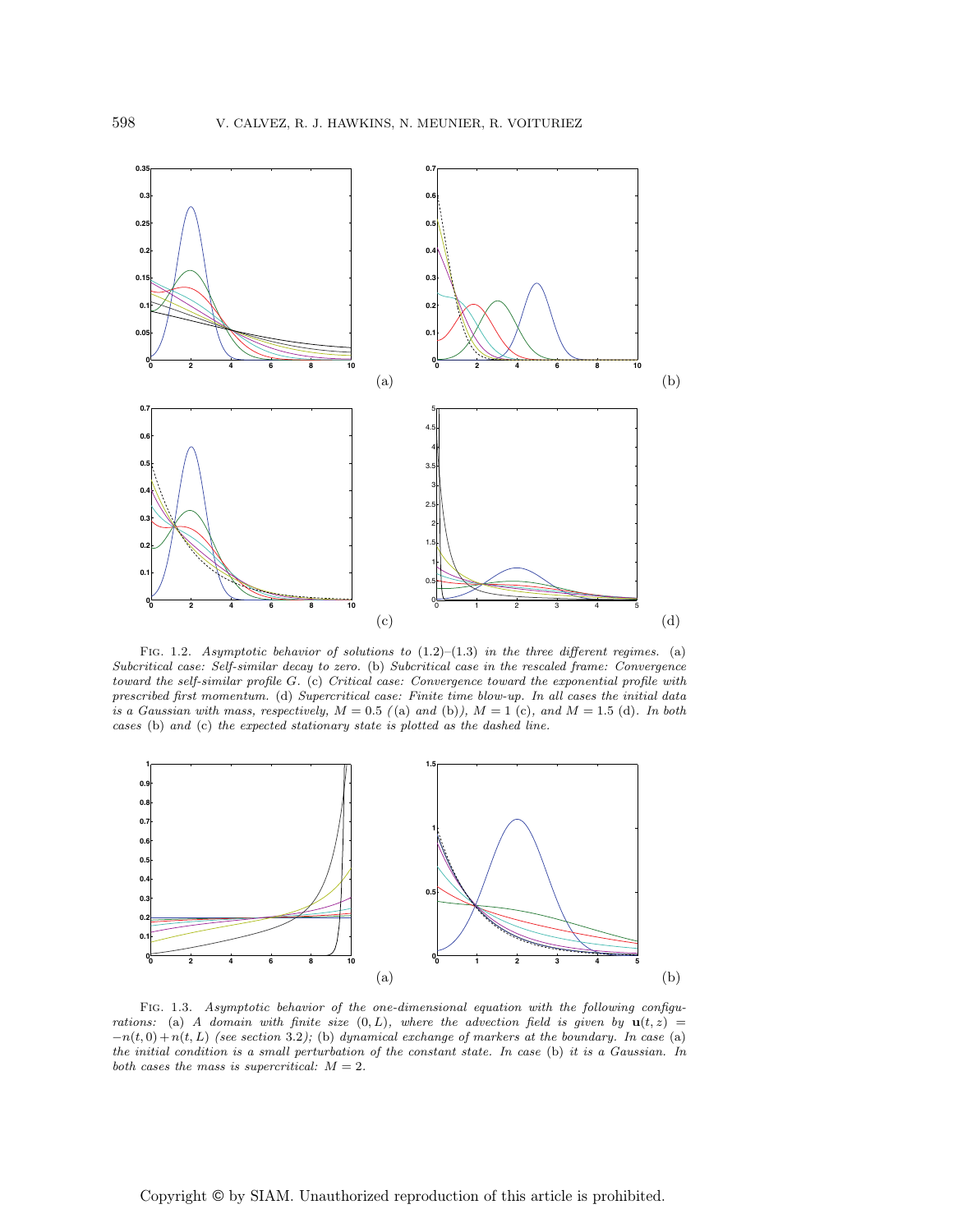FIG. 1.2. *Asymptotic behavior of solutions to* (1.2)–(1.3) *in the three different regimes.* (a) *Subcritical case: Self-similar decay to zero.* (b) *Subcritical case in the rescaled frame: Convergence toward the self-similar profile $G$.* (c) *Critical case: Convergence toward the exponential profile with prescribed first momentum.* (d) *Supercritical case: Finite time blow-up. In all cases the initial data is a Gaussian with mass, respectively, $M = 0.5$ (*(a) *and* (b)*), $M = 1$* (c)*, and $M = 1.5$* (d)*. In both cases* (b) *and* (c) *the expected stationary state is plotted as the dashed line.*

FIG. 1.3. *Asymptotic behavior of the one-dimensional equation with the following configurations:* (a) *A domain with finite size $(0, L)$, where the advection field is given by $\mathbf{u}(t, z) = -n(t, 0) + n(t, L)$ (see section 3.2);* (b) *dynamical exchange of markers at the boundary. In case* (a) *the initial condition is a small perturbation of the constant state. In case* (b) *it is a Gaussian. In both cases the mass is supercritical: $M = 2$.*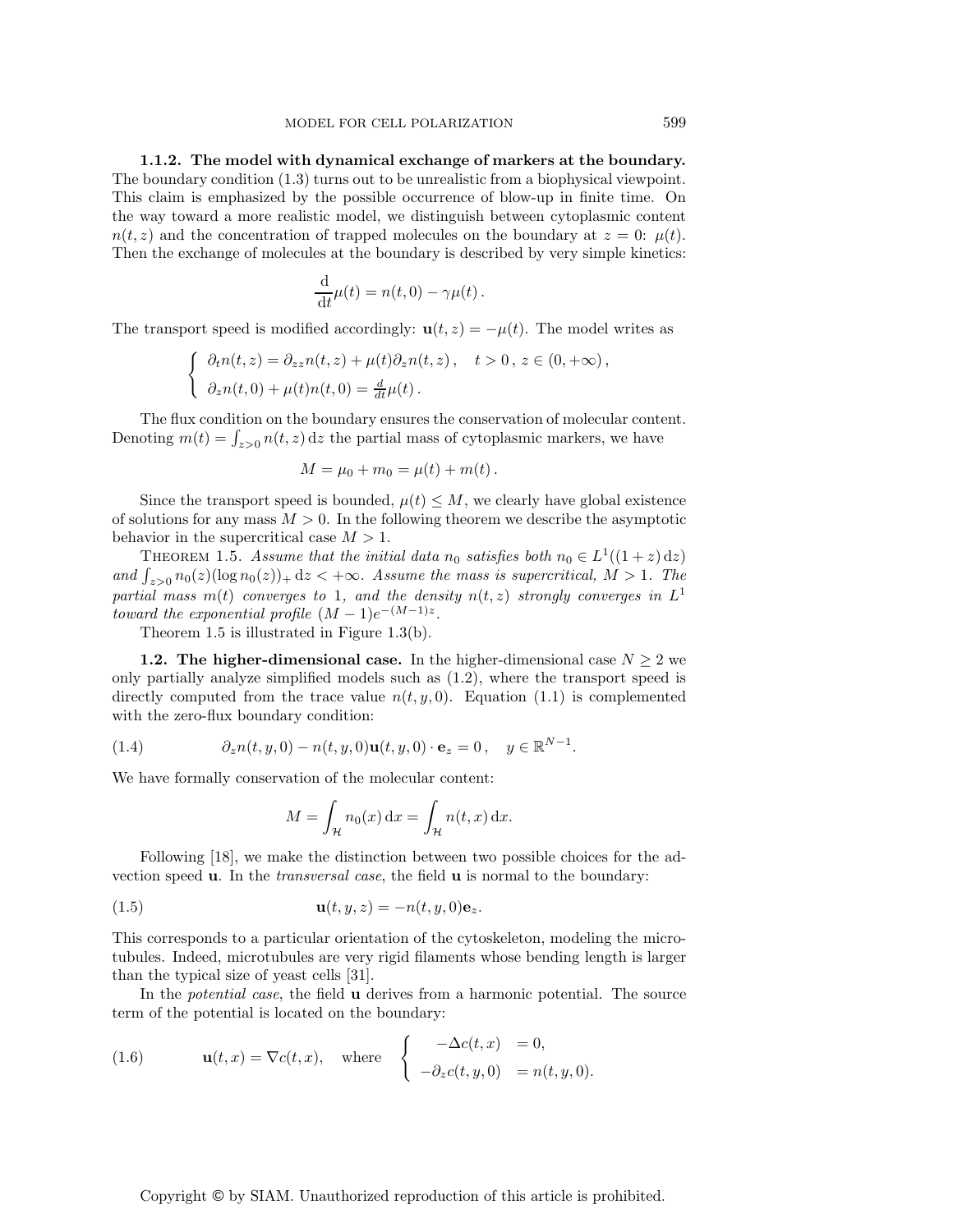#### 1.1.2. The model with dynamical exchange of markers at the boundary.

The boundary condition (1.3) turns out to be unrealistic from a biophysical viewpoint. This claim is emphasized by the possible occurrence of blow-up in finite time. On the way toward a more realistic model, we distinguish between cytoplasmic content $n(t,z)$ and the concentration of trapped molecules on the boundary at $z = 0$: $\mu(t)$. Then the exchange of molecules at the boundary is described by very simple kinetics:

$$\frac{\mathrm{d}}{\mathrm{d}t}\mu(t) = n(t,0) - \gamma\mu(t)\,.$$

The transport speed is modified accordingly: $\mathbf{u}(t,z) = -\mu(t)$. The model writes as

$$\begin{cases} \partial_t n(t,z) = \partial_{zz} n(t,z) + \mu(t)\partial_z n(t,z)\,, \quad t > 0\,,\, z \in (0,+\infty)\,, \\ \partial_z n(t,0) + \mu(t) n(t,0) = \frac{d}{dt}\mu(t)\,. \end{cases}$$

The flux condition on the boundary ensures the conservation of molecular content. Denoting $m(t) = \int_{z>0} n(t,z)\,\mathrm{d}z$ the partial mass of cytoplasmic markers, we have

$$M = \mu_0 + m_0 = \mu(t) + m(t)\,.$$

Since the transport speed is bounded, $\mu(t) \leq M$, we clearly have global existence of solutions for any mass $M > 0$. In the following theorem we describe the asymptotic behavior in the supercritical case $M > 1$.

Theorem 1.5. *Assume that the initial data $n_0$ satisfies both $n_0 \in L^1((1+z)\,\mathrm{d}z)$ and $\int_{z>0} n_0(z)(\log n_0(z))_+\,\mathrm{d}z < +\infty$. Assume the mass is supercritical, $M > 1$. The partial mass $m(t)$ converges to 1, and the density $n(t,z)$ strongly converges in $L^1$ toward the exponential profile $(M-1)e^{-(M-1)z}$.*

Theorem 1.5 is illustrated in Figure 1.3(b).

### 1.2. The higher-dimensional case.

In the higher-dimensional case $N \geq 2$ we only partially analyze simplified models such as (1.2), where the transport speed is directly computed from the trace value $n(t,y,0)$. Equation (1.1) is complemented with the zero-flux boundary condition:

$$\partial_z n(t,y,0) - n(t,y,0)\mathbf{u}(t,y,0)\cdot \mathbf{e}_z = 0\,, \quad y \in \mathbb{R}^{N-1}. \tag{1.4}$$

We have formally conservation of the molecular content:

$$M = \int_{\mathcal{H}} n_0(x)\,\mathrm{d}x = \int_{\mathcal{H}} n(t,x)\,\mathrm{d}x.$$

Following [18], we make the distinction between two possible choices for the advection speed $\mathbf{u}$. In the *transversal case*, the field $\mathbf{u}$ is normal to the boundary:

$$\mathbf{u}(t,y,z) = -n(t,y,0)\mathbf{e}_z. \tag{1.5}$$

This corresponds to a particular orientation of the cytoskeleton, modeling the microtubules. Indeed, microtubules are very rigid filaments whose bending length is larger than the typical size of yeast cells [31].

In the *potential case*, the field $\mathbf{u}$ derives from a harmonic potential. The source term of the potential is located on the boundary:

$$\mathbf{u}(t,x) = \nabla c(t,x), \quad \text{where} \quad \begin{cases} -\Delta c(t,x) &= 0, \\ -\partial_z c(t,y,0) &= n(t,y,0). \end{cases} \tag{1.6}$$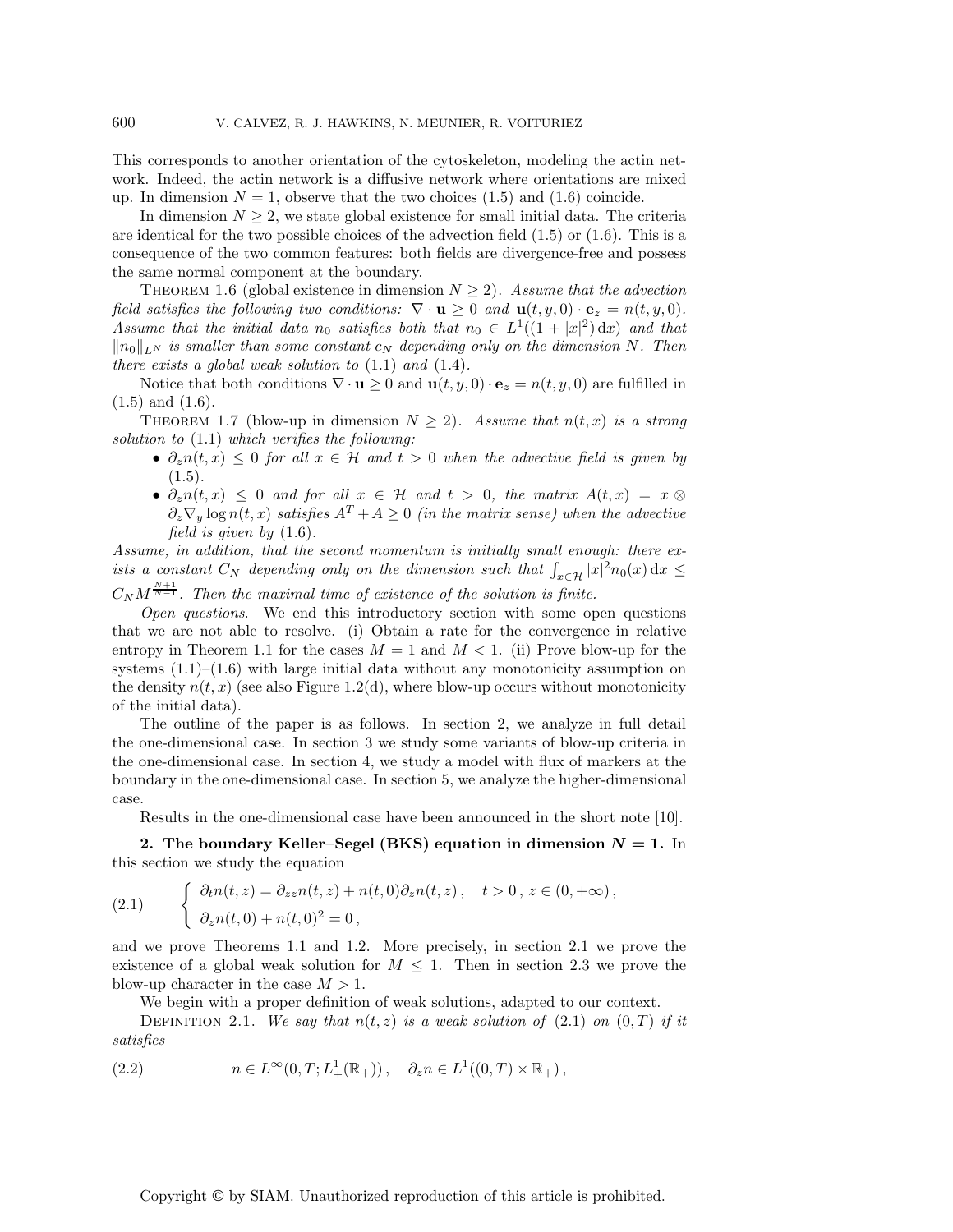This corresponds to another orientation of the cytoskeleton, modeling the actin network. Indeed, the actin network is a diffusive network where orientations are mixed up. In dimension $N = 1$, observe that the two choices (1.5) and (1.6) coincide.

In dimension $N \geq 2$, we state global existence for small initial data. The criteria are identical for the two possible choices of the advection field (1.5) or (1.6). This is a consequence of the two common features: both fields are divergence-free and possess the same normal component at the boundary.

Theorem 1.6 (global existence in dimension $N \geq 2$). *Assume that the advection field satisfies the following two conditions:* $\nabla \cdot \mathbf{u} \geq 0$ *and* $\mathbf{u}(t, y, 0) \cdot \mathbf{e}_z = n(t, y, 0)$. *Assume that the initial data* $n_0$ *satisfies both that* $n_0 \in L^1((1 + |x|^2)\,\mathrm{d}x)$ *and that* $\|n_0\|_{L^N}$ *is smaller than some constant* $c_N$ *depending only on the dimension* $N$. *Then there exists a global weak solution to* (1.1) *and* (1.4).

Notice that both conditions $\nabla \cdot \mathbf{u} \geq 0$ and $\mathbf{u}(t, y, 0) \cdot \mathbf{e}_z = n(t, y, 0)$ are fulfilled in (1.5) and (1.6).

Theorem 1.7 (blow-up in dimension $N \geq 2$). *Assume that* $n(t, x)$ *is a strong solution to* (1.1) *which verifies the following:*

- $\partial_z n(t, x) \leq 0$ *for all* $x \in \mathcal{H}$ *and* $t > 0$ *when the advective field is given by* (1.5).
- $\partial_z n(t, x) \leq 0$ *and for all* $x \in \mathcal{H}$ *and* $t > 0$, *the matrix* $A(t, x) = x \otimes \partial_z \nabla_y \log n(t, x)$ *satisfies* $A^T + A \geq 0$ *(in the matrix sense) when the advective field is given by* (1.6).

*Assume, in addition, that the second momentum is initially small enough: there exists a constant* $C_N$ *depending only on the dimension such that* $\int_{x \in \mathcal{H}} |x|^2 n_0(x)\,\mathrm{d}x \leq C_N M^{\frac{N+1}{N-1}}$. *Then the maximal time of existence of the solution is finite.*

*Open questions*. We end this introductory section with some open questions that we are not able to resolve. (i) Obtain a rate for the convergence in relative entropy in Theorem 1.1 for the cases $M = 1$ and $M < 1$. (ii) Prove blow-up for the systems (1.1)–(1.6) with large initial data without any monotonicity assumption on the density $n(t, x)$ (see also Figure 1.2(d), where blow-up occurs without monotonicity of the initial data).

The outline of the paper is as follows. In section 2, we analyze in full detail the one-dimensional case. In section 3 we study some variants of blow-up criteria in the one-dimensional case. In section 4, we study a model with flux of markers at the boundary in the one-dimensional case. In section 5, we analyze the higher-dimensional case.

Results in the one-dimensional case have been announced in the short note [10].

## 2. The boundary Keller–Segel (BKS) equation in dimension $N = 1$.

In this section we study the equation

$$
\begin{cases} \partial_t n(t, z) = \partial_{zz} n(t, z) + n(t, 0)\partial_z n(t, z)\,, \quad t > 0\,,\, z \in (0, +\infty)\,, \\ \partial_z n(t, 0) + n(t, 0)^2 = 0\,, \end{cases} \tag{2.1}
$$

and we prove Theorems 1.1 and 1.2. More precisely, in section 2.1 we prove the existence of a global weak solution for $M \leq 1$. Then in section 2.3 we prove the blow-up character in the case $M > 1$.

We begin with a proper definition of weak solutions, adapted to our context.

Definition 2.1. *We say that* $n(t, z)$ *is a weak solution of* (2.1) *on* $(0, T)$ *if it satisfies*

$$
n \in L^\infty(0, T; L^1_+(\mathbb{R}_+))\,, \quad \partial_z n \in L^1((0, T) \times \mathbb{R}_+)\,, \tag{2.2}
$$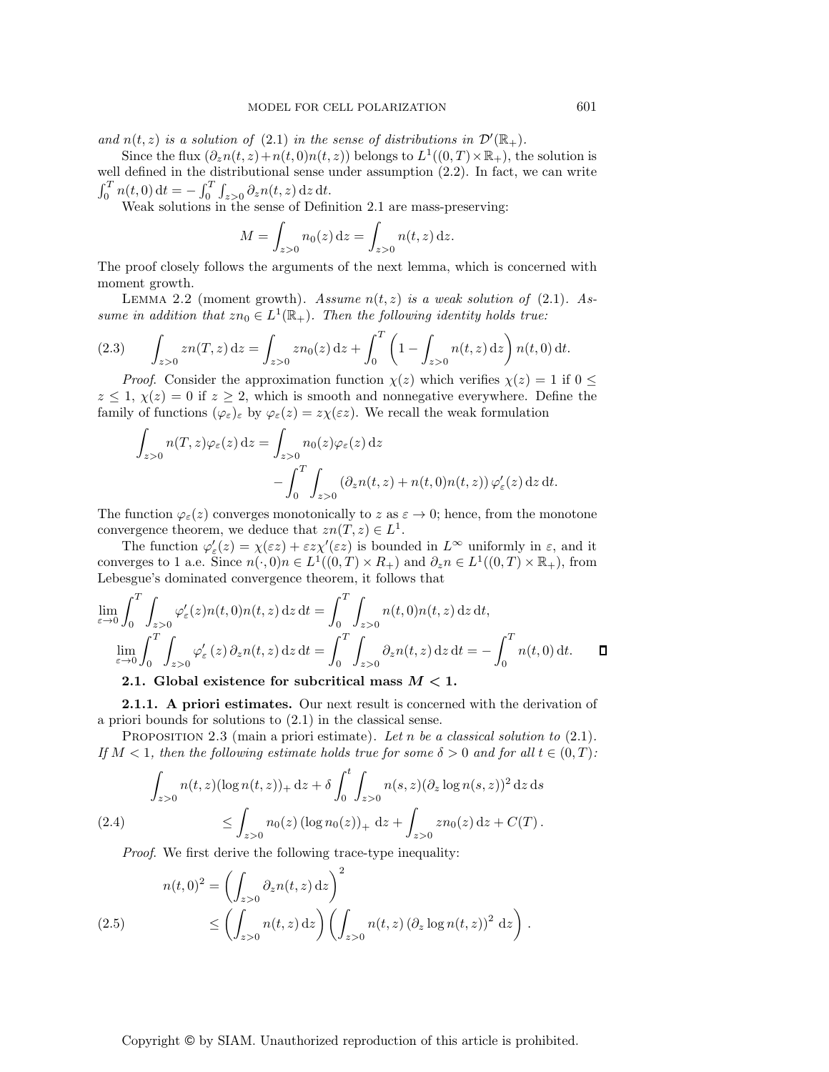*and $n(t,z)$ is a solution of* (2.1) *in the sense of distributions in $\mathcal{D}'(\mathbb{R}_+)$.*

Since the flux $(\partial_z n(t,z) + n(t,0)n(t,z))$ belongs to $L^1((0,T)\times\mathbb{R}_+)$, the solution is well defined in the distributional sense under assumption (2.2). In fact, we can write $\int_0^T n(t,0)\,\mathrm{d}t = -\int_0^T\int_{z>0}\partial_z n(t,z)\,\mathrm{d}z\,\mathrm{d}t$.

Weak solutions in the sense of Definition 2.1 are mass-preserving:

$$M = \int_{z>0} n_0(z)\,\mathrm{d}z = \int_{z>0} n(t,z)\,\mathrm{d}z.$$

The proof closely follows the arguments of the next lemma, which is concerned with moment growth.

Lemma 2.2 (moment growth). *Assume $n(t,z)$ is a weak solution of* (2.1). *Assume in addition that $zn_0 \in L^1(\mathbb{R}_+)$. Then the following identity holds true:*

$$\int_{z>0} zn(T,z)\,\mathrm{d}z = \int_{z>0} zn_0(z)\,\mathrm{d}z + \int_0^T \left(1 - \int_{z>0} n(t,z)\,\mathrm{d}z\right) n(t,0)\,\mathrm{d}t. \tag{2.3}$$

*Proof*. Consider the approximation function $\chi(z)$ which verifies $\chi(z) = 1$ if $0 \le z \le 1$, $\chi(z) = 0$ if $z \ge 2$, which is smooth and nonnegative everywhere. Define the family of functions $(\varphi_\varepsilon)_\varepsilon$ by $\varphi_\varepsilon(z) = z\chi(\varepsilon z)$. We recall the weak formulation

$$\begin{aligned}\int_{z>0} n(T,z)\varphi_\varepsilon(z)\,\mathrm{d}z &= \int_{z>0} n_0(z)\varphi_\varepsilon(z)\,\mathrm{d}z \\ &\quad - \int_0^T\int_{z>0}\left(\partial_z n(t,z) + n(t,0)n(t,z)\right)\varphi_\varepsilon'(z)\,\mathrm{d}z\,\mathrm{d}t.\end{aligned}$$

The function $\varphi_\varepsilon(z)$ converges monotonically to $z$ as $\varepsilon \to 0$; hence, from the monotone convergence theorem, we deduce that $zn(T,z) \in L^1$.

The function $\varphi_\varepsilon'(z) = \chi(\varepsilon z) + \varepsilon z\chi'(\varepsilon z)$ is bounded in $L^\infty$ uniformly in $\varepsilon$, and it converges to 1 a.e. Since $n(\cdot,0)n \in L^1((0,T)\times R_+)$ and $\partial_z n \in L^1((0,T)\times\mathbb{R}_+)$, from Lebesgue's dominated convergence theorem, it follows that

$$\begin{aligned}\lim_{\varepsilon\to 0}\int_0^T\int_{z>0}\varphi_\varepsilon'(z)n(t,0)n(t,z)\,\mathrm{d}z\,\mathrm{d}t &= \int_0^T\int_{z>0} n(t,0)n(t,z)\,\mathrm{d}z\,\mathrm{d}t,\\ \lim_{\varepsilon\to 0}\int_0^T\int_{z>0}\varphi_\varepsilon'(z)\,\partial_z n(t,z)\,\mathrm{d}z\,\mathrm{d}t &= \int_0^T\int_{z>0}\partial_z n(t,z)\,\mathrm{d}z\,\mathrm{d}t = -\int_0^T n(t,0)\,\mathrm{d}t. \qquad \square\end{aligned}$$

### 2.1. Global existence for subcritical mass $M < 1$.

**2.1.1. A priori estimates.** Our next result is concerned with the derivation of a priori bounds for solutions to (2.1) in the classical sense.

Proposition 2.3 (main a priori estimate). *Let $n$ be a classical solution to* (2.1). *If $M < 1$, then the following estimate holds true for some $\delta > 0$ and for all $t \in (0,T)$:*

$$\begin{aligned}\int_{z>0} n(t,z)(\log n(t,z))_+\,\mathrm{d}z + \delta\int_0^t\int_{z>0} n(s,z)(\partial_z \log n(s,z))^2\,\mathrm{d}z\,\mathrm{d}s \\ \le \int_{z>0} n_0(z)\left(\log n_0(z)\right)_+\,\mathrm{d}z + \int_{z>0} zn_0(z)\,\mathrm{d}z + C(T)\,.\end{aligned} \tag{2.4}$$

*Proof*. We first derive the following trace-type inequality:

$$\begin{aligned}n(t,0)^2 &= \left(\int_{z>0}\partial_z n(t,z)\,\mathrm{d}z\right)^2 \\ &\le \left(\int_{z>0} n(t,z)\,\mathrm{d}z\right)\left(\int_{z>0} n(t,z)\left(\partial_z \log n(t,z)\right)^2\,\mathrm{d}z\right).\end{aligned} \tag{2.5}$$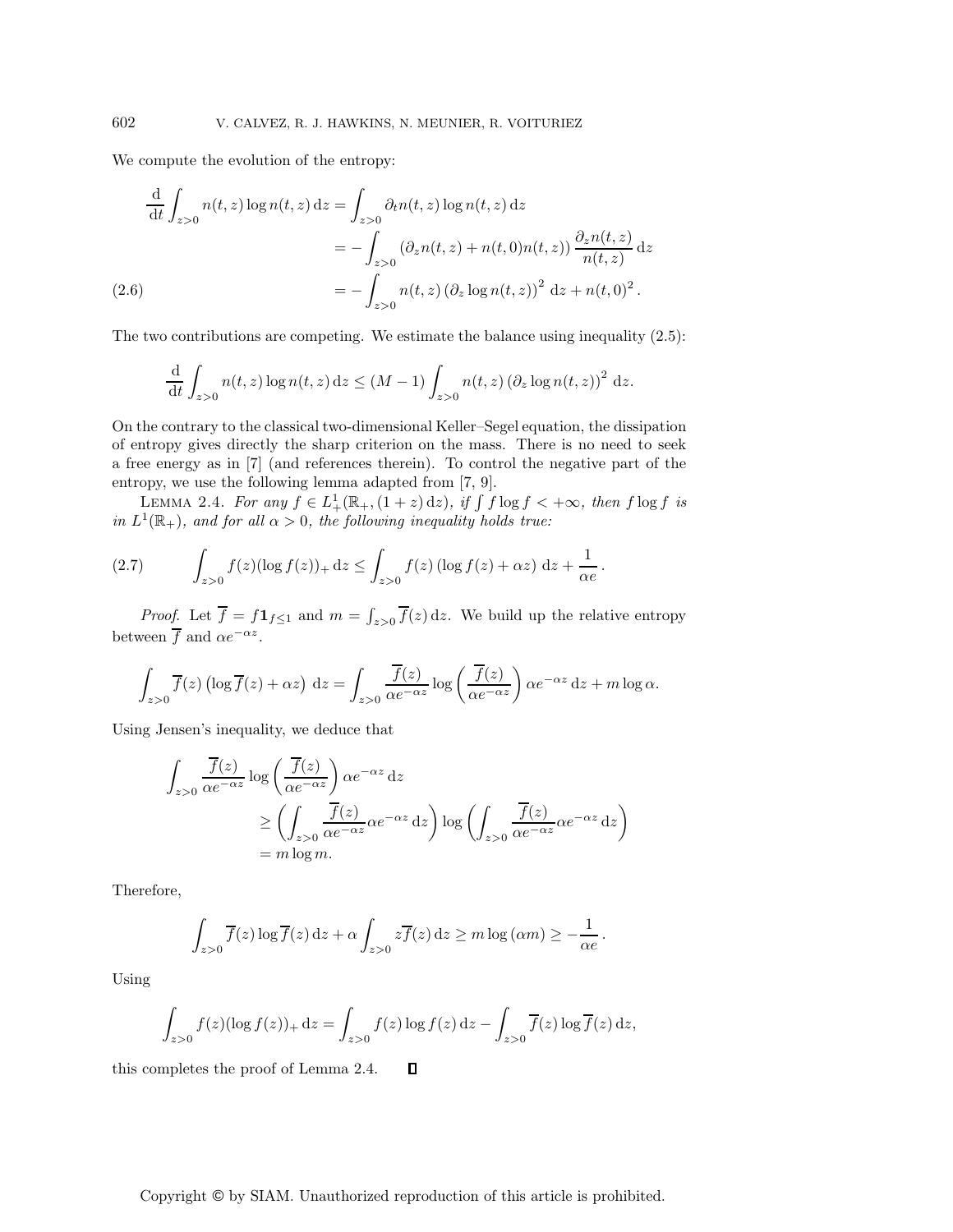We compute the evolution of the entropy:

$$
\begin{aligned}
\frac{\mathrm{d}}{\mathrm{d}t}\int_{z>0} n(t,z)\log n(t,z)\,\mathrm{d}z &= \int_{z>0} \partial_t n(t,z)\log n(t,z)\,\mathrm{d}z \\
&= -\int_{z>0} \left(\partial_z n(t,z) + n(t,0)n(t,z)\right)\frac{\partial_z n(t,z)}{n(t,z)}\,\mathrm{d}z \\
&= -\int_{z>0} n(t,z)\left(\partial_z \log n(t,z)\right)^2\,\mathrm{d}z + n(t,0)^2\,. \qquad (2.6)
\end{aligned}
$$

The two contributions are competing. We estimate the balance using inequality (2.5):

$$
\frac{\mathrm{d}}{\mathrm{d}t}\int_{z>0} n(t,z)\log n(t,z)\,\mathrm{d}z \le (M-1)\int_{z>0} n(t,z)\left(\partial_z \log n(t,z)\right)^2\,\mathrm{d}z.
$$

On the contrary to the classical two-dimensional Keller–Segel equation, the dissipation of entropy gives directly the sharp criterion on the mass. There is no need to seek a free energy as in [7] (and references therein). To control the negative part of the entropy, we use the following lemma adapted from [7, 9].

LEMMA 2.4. *For any $f \in L^1_+(\mathbb{R}_+, (1+z)\,\mathrm{d}z)$, if $\int f\log f < +\infty$, then $f\log f$ is in $L^1(\mathbb{R}_+)$, and for all $\alpha > 0$, the following inequality holds true:*

$$
\int_{z>0} f(z)(\log f(z))_+\,\mathrm{d}z \le \int_{z>0} f(z)\left(\log f(z) + \alpha z\right)\,\mathrm{d}z + \frac{1}{\alpha e}\,. \qquad (2.7)
$$

*Proof.* Let $\overline{f} = f\mathbf{1}_{f\le 1}$ and $m = \int_{z>0}\overline{f}(z)\,\mathrm{d}z$. We build up the relative entropy between $\overline{f}$ and $\alpha e^{-\alpha z}$.

$$
\int_{z>0} \overline{f}(z)\left(\log\overline{f}(z) + \alpha z\right)\,\mathrm{d}z = \int_{z>0} \frac{\overline{f}(z)}{\alpha e^{-\alpha z}}\log\left(\frac{\overline{f}(z)}{\alpha e^{-\alpha z}}\right)\alpha e^{-\alpha z}\,\mathrm{d}z + m\log\alpha.
$$

Using Jensen's inequality, we deduce that

$$
\begin{aligned}
&\int_{z>0} \frac{\overline{f}(z)}{\alpha e^{-\alpha z}}\log\left(\frac{\overline{f}(z)}{\alpha e^{-\alpha z}}\right)\alpha e^{-\alpha z}\,\mathrm{d}z \\
&\qquad \ge \left(\int_{z>0}\frac{\overline{f}(z)}{\alpha e^{-\alpha z}}\alpha e^{-\alpha z}\,\mathrm{d}z\right)\log\left(\int_{z>0}\frac{\overline{f}(z)}{\alpha e^{-\alpha z}}\alpha e^{-\alpha z}\,\mathrm{d}z\right) \\
&\qquad = m\log m.
\end{aligned}
$$

Therefore,

$$
\int_{z>0}\overline{f}(z)\log\overline{f}(z)\,\mathrm{d}z + \alpha\int_{z>0} z\overline{f}(z)\,\mathrm{d}z \ge m\log(\alpha m) \ge -\frac{1}{\alpha e}\,.
$$

Using

$$
\int_{z>0} f(z)(\log f(z))_+\,\mathrm{d}z = \int_{z>0} f(z)\log f(z)\,\mathrm{d}z - \int_{z>0}\overline{f}(z)\log\overline{f}(z)\,\mathrm{d}z,
$$

this completes the proof of Lemma 2.4. $\square$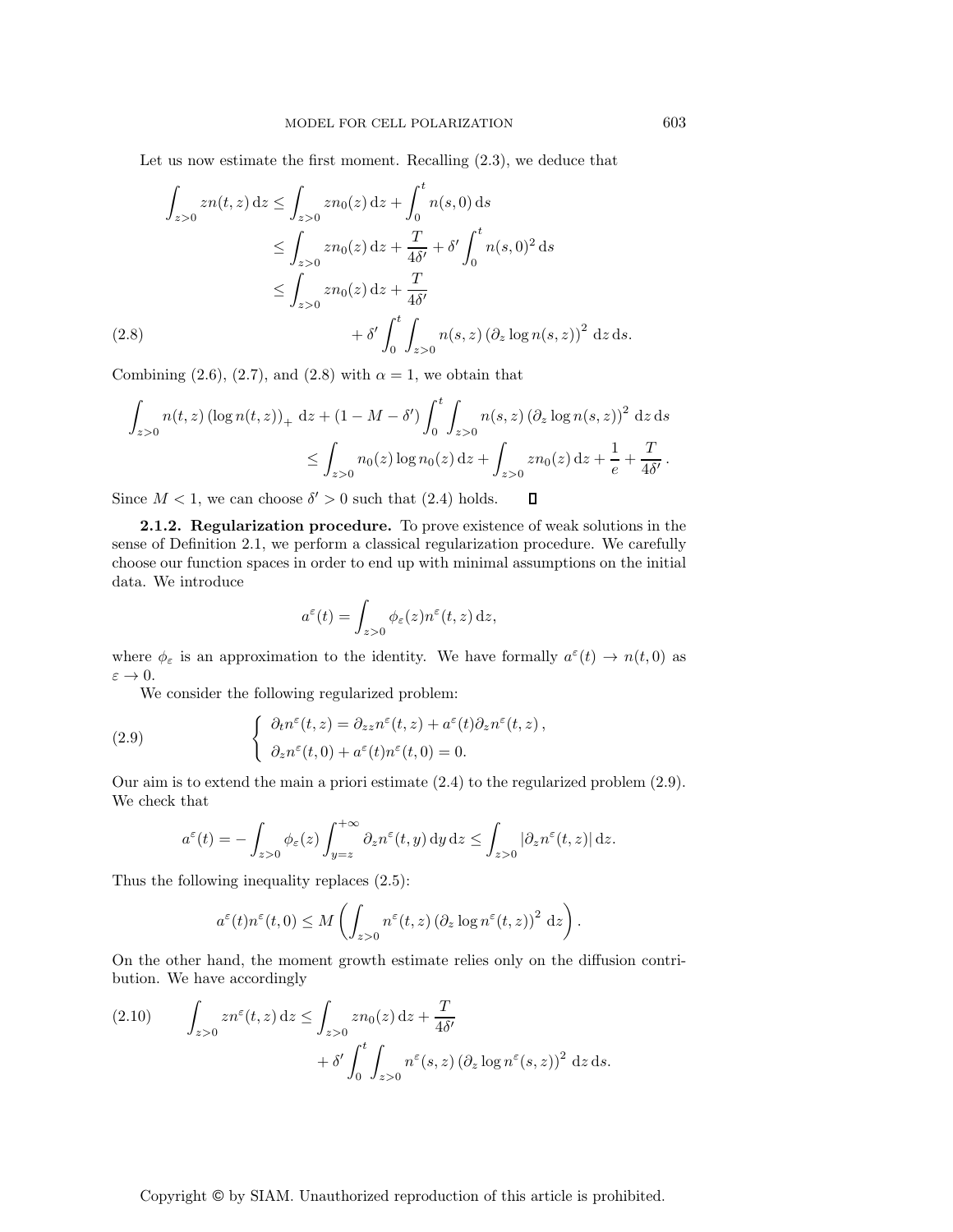Let us now estimate the first moment. Recalling (2.3), we deduce that

$$
\begin{aligned}
\int_{z>0} z n(t,z)\,\mathrm{d}z &\le \int_{z>0} z n_0(z)\,\mathrm{d}z + \int_0^t n(s,0)\,\mathrm{d}s \\
&\le \int_{z>0} z n_0(z)\,\mathrm{d}z + \frac{T}{4\delta'} + \delta' \int_0^t n(s,0)^2\,\mathrm{d}s \\
&\le \int_{z>0} z n_0(z)\,\mathrm{d}z + \frac{T}{4\delta'} \\
&\qquad + \delta' \int_0^t \int_{z>0} n(s,z)\left(\partial_z \log n(s,z)\right)^2\,\mathrm{d}z\,\mathrm{d}s. \qquad (2.8)
\end{aligned}
$$

Combining (2.6), (2.7), and (2.8) with $\alpha = 1$, we obtain that

$$
\int_{z>0} n(t,z)\left(\log n(t,z)\right)_+\,\mathrm{d}z + (1 - M - \delta') \int_0^t \int_{z>0} n(s,z)\left(\partial_z \log n(s,z)\right)^2\,\mathrm{d}z\,\mathrm{d}s
$$
$$
\le \int_{z>0} n_0(z)\log n_0(z)\,\mathrm{d}z + \int_{z>0} z n_0(z)\,\mathrm{d}z + \frac{1}{e} + \frac{T}{4\delta'}\,.
$$

Since $M < 1$, we can choose $\delta' > 0$ such that (2.4) holds. $\square$

**2.1.2. Regularization procedure.** To prove existence of weak solutions in the sense of Definition 2.1, we perform a classical regularization procedure. We carefully choose our function spaces in order to end up with minimal assumptions on the initial data. We introduce

$$
a^\varepsilon(t) = \int_{z>0} \phi_\varepsilon(z) n^\varepsilon(t,z)\,\mathrm{d}z,
$$

where $\phi_\varepsilon$ is an approximation to the identity. We have formally $a^\varepsilon(t) \to n(t,0)$ as $\varepsilon \to 0$.

We consider the following regularized problem:

$$
\left\{
\begin{array}{l}
\partial_t n^\varepsilon(t,z) = \partial_{zz} n^\varepsilon(t,z) + a^\varepsilon(t)\partial_z n^\varepsilon(t,z)\,, \\
\partial_z n^\varepsilon(t,0) + a^\varepsilon(t) n^\varepsilon(t,0) = 0.
\end{array}
\right. \qquad (2.9)
$$

Our aim is to extend the main a priori estimate (2.4) to the regularized problem (2.9). We check that

$$
a^\varepsilon(t) = -\int_{z>0} \phi_\varepsilon(z) \int_{y=z}^{+\infty} \partial_z n^\varepsilon(t,y)\,\mathrm{d}y\,\mathrm{d}z \le \int_{z>0} |\partial_z n^\varepsilon(t,z)|\,\mathrm{d}z.
$$

Thus the following inequality replaces (2.5):

$$
a^\varepsilon(t) n^\varepsilon(t,0) \le M\left(\int_{z>0} n^\varepsilon(t,z)\left(\partial_z \log n^\varepsilon(t,z)\right)^2\,\mathrm{d}z\right).
$$

On the other hand, the moment growth estimate relies only on the diffusion contribution. We have accordingly

$$
\begin{aligned}
\int_{z>0} z n^\varepsilon(t,z)\,\mathrm{d}z &\le \int_{z>0} z n_0(z)\,\mathrm{d}z + \frac{T}{4\delta'} \\
&\qquad + \delta' \int_0^t \int_{z>0} n^\varepsilon(s,z)\left(\partial_z \log n^\varepsilon(s,z)\right)^2\,\mathrm{d}z\,\mathrm{d}s. \qquad (2.10)
\end{aligned}
$$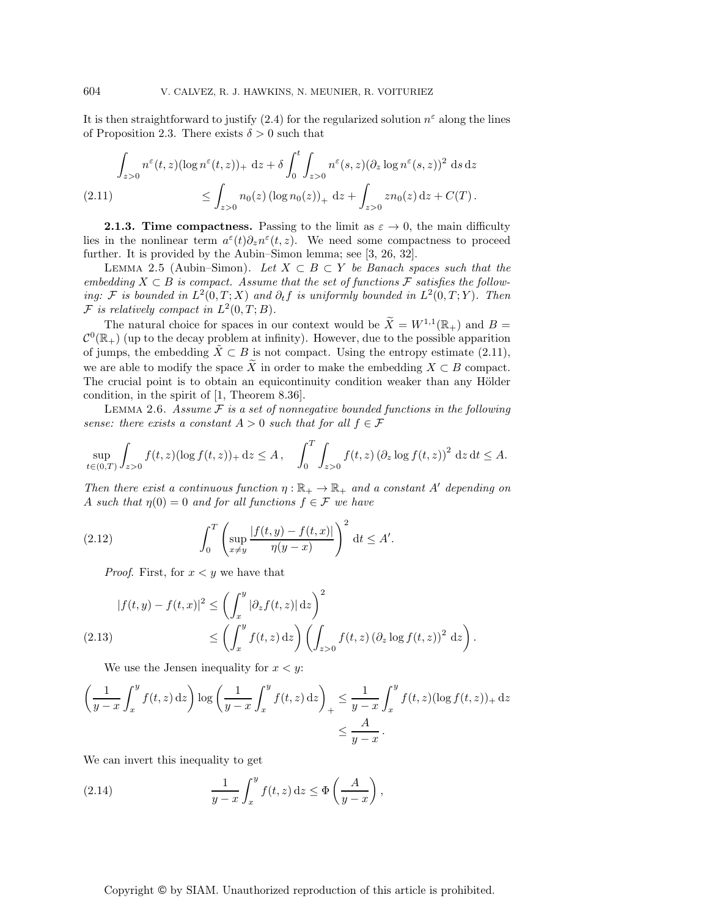It is then straightforward to justify (2.4) for the regularized solution $n^\varepsilon$ along the lines of Proposition 2.3. There exists $\delta > 0$ such that

$$
\begin{aligned}
\int_{z>0} n^\varepsilon(t,z)(\log n^\varepsilon(t,z))_+ \,\mathrm{d}z + \delta \int_0^t \int_{z>0} n^\varepsilon(s,z)(\partial_z \log n^\varepsilon(s,z))^2 \,\mathrm{d}s\,\mathrm{d}z \\
\le \int_{z>0} n_0(z)\,(\log n_0(z))_+ \,\mathrm{d}z + \int_{z>0} z n_0(z)\,\mathrm{d}z + C(T)\,.
\end{aligned}
\tag{2.11}
$$

**2.1.3. Time compactness.** Passing to the limit as $\varepsilon \to 0$, the main difficulty lies in the nonlinear term $a^\varepsilon(t)\partial_z n^\varepsilon(t,z)$. We need some compactness to proceed further. It is provided by the Aubin–Simon lemma; see [3, 26, 32].

LEMMA 2.5 (Aubin–Simon). *Let $X \subset B \subset Y$ be Banach spaces such that the embedding $X \subset B$ is compact. Assume that the set of functions $\mathcal{F}$ satisfies the following: $\mathcal{F}$ is bounded in $L^2(0,T;X)$ and $\partial_t f$ is uniformly bounded in $L^2(0,T;Y)$. Then $\mathcal{F}$ is relatively compact in $L^2(0,T;B)$.*

The natural choice for spaces in our context would be $\widetilde{X} = W^{1,1}(\mathbb{R}_+)$ and $B = \mathcal{C}^0(\mathbb{R}_+)$ (up to the decay problem at infinity). However, due to the possible apparition of jumps, the embedding $\tilde{X} \subset B$ is not compact. Using the entropy estimate (2.11), we are able to modify the space $\widetilde{X}$ in order to make the embedding $X \subset B$ compact. The crucial point is to obtain an equicontinuity condition weaker than any Hölder condition, in the spirit of [1, Theorem 8.36].

LEMMA 2.6. *Assume $\mathcal{F}$ is a set of nonnegative bounded functions in the following sense: there exists a constant $A > 0$ such that for all $f \in \mathcal{F}$*

$$
\sup_{t\in(0,T)} \int_{z>0} f(t,z)(\log f(t,z))_+ \,\mathrm{d}z \le A\,, \quad \int_0^T \int_{z>0} f(t,z)\left(\partial_z \log f(t,z)\right)^2 \,\mathrm{d}z\,\mathrm{d}t \le A.
$$

*Then there exist a continuous function $\eta : \mathbb{R}_+ \to \mathbb{R}_+$ and a constant $A'$ depending on $A$ such that $\eta(0) = 0$ and for all functions $f \in \mathcal{F}$ we have*

$$
\int_0^T \left( \sup_{x\neq y} \frac{|f(t,y) - f(t,x)|}{\eta(y-x)} \right)^2 \mathrm{d}t \le A'. \tag{2.12}
$$

*Proof.* First, for $x < y$ we have that

$$
\begin{aligned}
|f(t,y) - f(t,x)|^2 &\le \left( \int_x^y |\partial_z f(t,z)|\,\mathrm{d}z \right)^2 \\
&\le \left( \int_x^y f(t,z)\,\mathrm{d}z \right) \left( \int_{z>0} f(t,z)\left(\partial_z \log f(t,z)\right)^2 \,\mathrm{d}z \right).
\end{aligned}
\tag{2.13}
$$

We use the Jensen inequality for $x < y$:

$$
\begin{aligned}
\left( \frac{1}{y-x} \int_x^y f(t,z)\,\mathrm{d}z \right) \log\left( \frac{1}{y-x} \int_x^y f(t,z)\,\mathrm{d}z \right)_+ &\le \frac{1}{y-x} \int_x^y f(t,z)(\log f(t,z))_+ \,\mathrm{d}z \\
&\le \frac{A}{y-x}\,.
\end{aligned}
$$

We can invert this inequality to get

$$
\frac{1}{y-x} \int_x^y f(t,z)\,\mathrm{d}z \le \Phi\left( \frac{A}{y-x} \right), \tag{2.14}
$$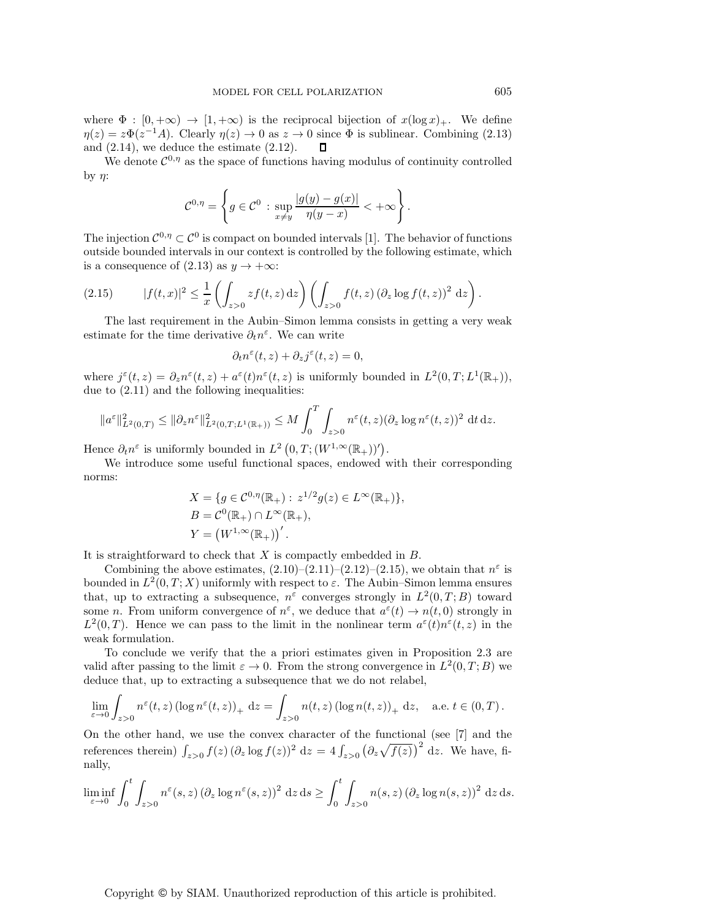where $\Phi : [0, +\infty) \to [1, +\infty)$ is the reciprocal bijection of $x(\log x)_+$. We define $\eta(z) = z\Phi(z^{-1}A)$. Clearly $\eta(z) \to 0$ as $z \to 0$ since $\Phi$ is sublinear. Combining (2.13) and (2.14), we deduce the estimate (2.12). ◻

We denote $\mathcal{C}^{0,\eta}$ as the space of functions having modulus of continuity controlled by $\eta$:

$$\mathcal{C}^{0,\eta} = \left\{ g \in \mathcal{C}^0 \,:\, \sup_{x \neq y} \frac{|g(y) - g(x)|}{\eta(y - x)} < +\infty \right\}.$$

The injection $\mathcal{C}^{0,\eta} \subset \mathcal{C}^0$ is compact on bounded intervals [1]. The behavior of functions outside bounded intervals in our context is controlled by the following estimate, which is a consequence of (2.13) as $y \to +\infty$:

$$|f(t,x)|^2 \leq \frac{1}{x} \left( \int_{z>0} z f(t,z)\, \mathrm{d}z \right) \left( \int_{z>0} f(t,z) \left(\partial_z \log f(t,z)\right)^2 \, \mathrm{d}z \right). \tag{2.15}$$

The last requirement in the Aubin–Simon lemma consists in getting a very weak estimate for the time derivative $\partial_t n^\varepsilon$. We can write

$$\partial_t n^\varepsilon(t,z) + \partial_z j^\varepsilon(t,z) = 0,$$

where $j^\varepsilon(t,z) = \partial_z n^\varepsilon(t,z) + a^\varepsilon(t) n^\varepsilon(t,z)$ is uniformly bounded in $L^2(0,T;L^1(\mathbb{R}_+))$, due to (2.11) and the following inequalities:

$$\|a^\varepsilon\|^2_{L^2(0,T)} \leq \|\partial_z n^\varepsilon\|^2_{L^2(0,T;L^1(\mathbb{R}_+))} \leq M \int_0^T \int_{z>0} n^\varepsilon(t,z) (\partial_z \log n^\varepsilon(t,z))^2 \, \mathrm{d}t \, \mathrm{d}z.$$

Hence $\partial_t n^\varepsilon$ is uniformly bounded in $L^2\left(0,T;(W^{1,\infty}(\mathbb{R}_+))'\right)$.

We introduce some useful functional spaces, endowed with their corresponding norms:

$$\begin{aligned}
X &= \{g \in \mathcal{C}^{0,\eta}(\mathbb{R}_+) : \, z^{1/2} g(z) \in L^\infty(\mathbb{R}_+)\}, \\
B &= \mathcal{C}^0(\mathbb{R}_+) \cap L^\infty(\mathbb{R}_+), \\
Y &= \left(W^{1,\infty}(\mathbb{R}_+)\right)'.
\end{aligned}$$

It is straightforward to check that $X$ is compactly embedded in $B$.

Combining the above estimates, (2.10)–(2.11)–(2.12)–(2.15), we obtain that $n^\varepsilon$ is bounded in $L^2(0,T;X)$ uniformly with respect to $\varepsilon$. The Aubin–Simon lemma ensures that, up to extracting a subsequence, $n^\varepsilon$ converges strongly in $L^2(0,T;B)$ toward some $n$. From uniform convergence of $n^\varepsilon$, we deduce that $a^\varepsilon(t) \to n(t,0)$ strongly in $L^2(0,T)$. Hence we can pass to the limit in the nonlinear term $a^\varepsilon(t) n^\varepsilon(t,z)$ in the weak formulation.

To conclude we verify that the a priori estimates given in Proposition 2.3 are valid after passing to the limit $\varepsilon \to 0$. From the strong convergence in $L^2(0,T;B)$ we deduce that, up to extracting a subsequence that we do not relabel,

$$\lim_{\varepsilon \to 0} \int_{z>0} n^\varepsilon(t,z) \left(\log n^\varepsilon(t,z)\right)_+ \, \mathrm{d}z = \int_{z>0} n(t,z) \left(\log n(t,z)\right)_+ \, \mathrm{d}z, \quad \text{a.e. } t \in (0,T).$$

On the other hand, we use the convex character of the functional (see [7] and the references therein) $\int_{z>0} f(z) \left(\partial_z \log f(z)\right)^2 \mathrm{d}z = 4 \int_{z>0} \left(\partial_z \sqrt{f(z)}\right)^2 \mathrm{d}z$. We have, finally,

$$\liminf_{\varepsilon \to 0} \int_0^t \int_{z>0} n^\varepsilon(s,z) \left(\partial_z \log n^\varepsilon(s,z)\right)^2 \mathrm{d}z \, \mathrm{d}s \geq \int_0^t \int_{z>0} n(s,z) \left(\partial_z \log n(s,z)\right)^2 \mathrm{d}z \, \mathrm{d}s.$$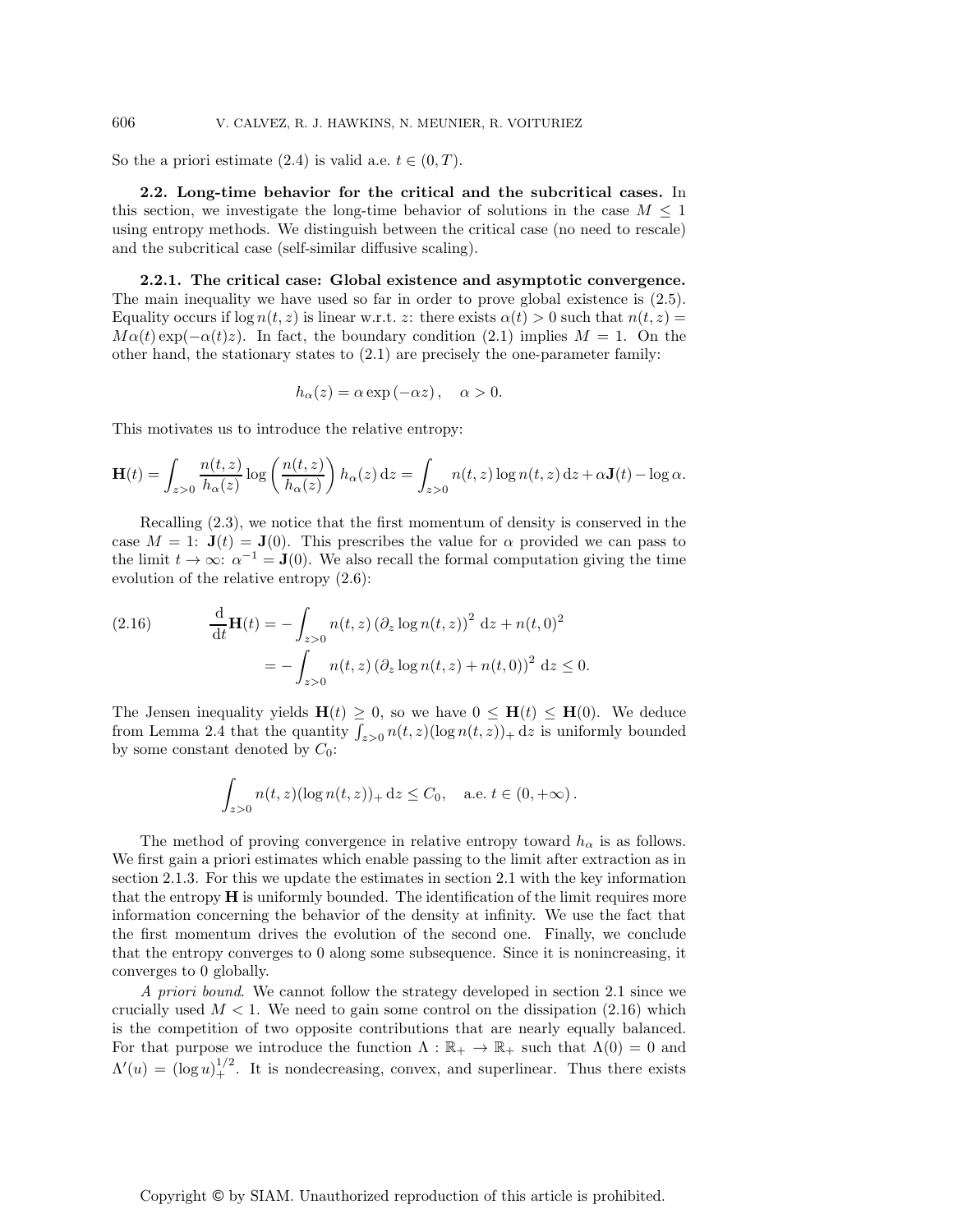So the a priori estimate (2.4) is valid a.e. $t \in (0, T)$.

**2.2. Long-time behavior for the critical and the subcritical cases.** In this section, we investigate the long-time behavior of solutions in the case $M \le 1$ using entropy methods. We distinguish between the critical case (no need to rescale) and the subcritical case (self-similar diffusive scaling).

**2.2.1. The critical case: Global existence and asymptotic convergence.** The main inequality we have used so far in order to prove global existence is (2.5). Equality occurs if $\log n(t,z)$ is linear w.r.t. $z$: there exists $\alpha(t) > 0$ such that $n(t,z) = M\alpha(t)\exp(-\alpha(t)z)$. In fact, the boundary condition (2.1) implies $M = 1$. On the other hand, the stationary states to (2.1) are precisely the one-parameter family:

$$h_\alpha(z) = \alpha \exp\left(-\alpha z\right), \quad \alpha > 0.$$

This motivates us to introduce the relative entropy:

$$\mathbf{H}(t) = \int_{z>0} \frac{n(t,z)}{h_\alpha(z)} \log\left(\frac{n(t,z)}{h_\alpha(z)}\right) h_\alpha(z)\,\mathrm{d}z = \int_{z>0} n(t,z)\log n(t,z)\,\mathrm{d}z + \alpha\mathbf{J}(t) - \log\alpha.$$

Recalling (2.3), we notice that the first momentum of density is conserved in the case $M = 1$: $\mathbf{J}(t) = \mathbf{J}(0)$. This prescribes the value for $\alpha$ provided we can pass to the limit $t \to \infty$: $\alpha^{-1} = \mathbf{J}(0)$. We also recall the formal computation giving the time evolution of the relative entropy (2.6):

$$\begin{aligned}
\frac{\mathrm{d}}{\mathrm{d}t}\mathbf{H}(t) &= -\int_{z>0} n(t,z)\left(\partial_z \log n(t,z)\right)^2\,\mathrm{d}z + n(t,0)^2 \\
&= -\int_{z>0} n(t,z)\left(\partial_z \log n(t,z) + n(t,0)\right)^2\,\mathrm{d}z \le 0.
\end{aligned} \tag{2.16}$$

The Jensen inequality yields $\mathbf{H}(t) \ge 0$, so we have $0 \le \mathbf{H}(t) \le \mathbf{H}(0)$. We deduce from Lemma 2.4 that the quantity $\int_{z>0} n(t,z)(\log n(t,z))_+\,\mathrm{d}z$ is uniformly bounded by some constant denoted by $C_0$:

$$\int_{z>0} n(t,z)(\log n(t,z))_+\,\mathrm{d}z \le C_0, \quad \text{a.e. } t \in (0,+\infty)\,.$$

The method of proving convergence in relative entropy toward $h_\alpha$ is as follows. We first gain a priori estimates which enable passing to the limit after extraction as in section 2.1.3. For this we update the estimates in section 2.1 with the key information that the entropy $\mathbf{H}$ is uniformly bounded. The identification of the limit requires more information concerning the behavior of the density at infinity. We use the fact that the first momentum drives the evolution of the second one. Finally, we conclude that the entropy converges to 0 along some subsequence. Since it is nonincreasing, it converges to 0 globally.

*A priori bound*. We cannot follow the strategy developed in section 2.1 since we crucially used $M < 1$. We need to gain some control on the dissipation (2.16) which is the competition of two opposite contributions that are nearly equally balanced. For that purpose we introduce the function $\Lambda : \mathbb{R}_+ \to \mathbb{R}_+$ such that $\Lambda(0) = 0$ and $\Lambda'(u) = (\log u)_+^{1/2}$. It is nondecreasing, convex, and superlinear. Thus there exists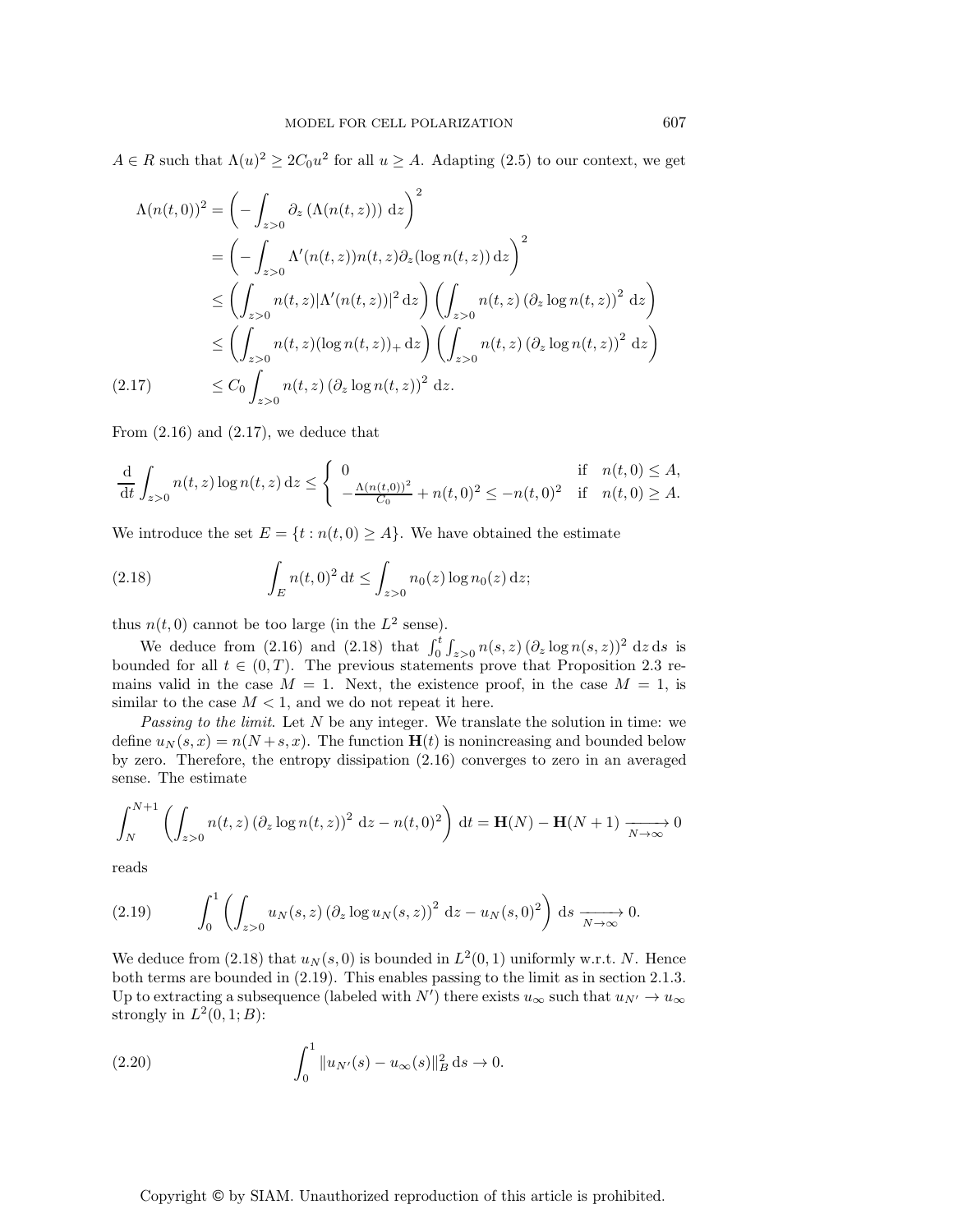$A \in R$ such that $\Lambda(u)^2 \geq 2C_0 u^2$ for all $u \geq A$. Adapting (2.5) to our context, we get

$$
\begin{aligned}
\Lambda(n(t,0))^2 &= \left( - \int_{z>0} \partial_z \left( \Lambda(n(t,z)) \right) \mathrm{d}z \right)^2 \\
&= \left( - \int_{z>0} \Lambda'(n(t,z)) n(t,z) \partial_z (\log n(t,z)) \, \mathrm{d}z \right)^2 \\
&\leq \left( \int_{z>0} n(t,z) |\Lambda'(n(t,z))|^2 \, \mathrm{d}z \right) \left( \int_{z>0} n(t,z) \left( \partial_z \log n(t,z) \right)^2 \, \mathrm{d}z \right) \\
&\leq \left( \int_{z>0} n(t,z) (\log n(t,z))_+ \, \mathrm{d}z \right) \left( \int_{z>0} n(t,z) \left( \partial_z \log n(t,z) \right)^2 \, \mathrm{d}z \right) \\
&\leq C_0 \int_{z>0} n(t,z) \left( \partial_z \log n(t,z) \right)^2 \, \mathrm{d}z. \qquad (2.17)
\end{aligned}
$$

From (2.16) and (2.17), we deduce that

$$
\frac{\mathrm{d}}{\mathrm{d}t} \int_{z>0} n(t,z) \log n(t,z) \, \mathrm{d}z \leq \begin{cases} 0 & \text{if} \quad n(t,0) \leq A, \\ -\frac{\Lambda(n(t,0))^2}{C_0} + n(t,0)^2 \leq -n(t,0)^2 & \text{if} \quad n(t,0) \geq A. \end{cases}
$$

We introduce the set $E = \{t : n(t,0) \geq A\}$. We have obtained the estimate

$$
\int_E n(t,0)^2 \, \mathrm{d}t \leq \int_{z>0} n_0(z) \log n_0(z) \, \mathrm{d}z; \qquad (2.18)
$$

thus $n(t,0)$ cannot be too large (in the $L^2$ sense).

We deduce from (2.16) and (2.18) that $\int_0^t \int_{z>0} n(s,z) \left( \partial_z \log n(s,z) \right)^2 \mathrm{d}z \, \mathrm{d}s$ is bounded for all $t \in (0,T)$. The previous statements prove that Proposition 2.3 remains valid in the case $M = 1$. Next, the existence proof, in the case $M = 1$, is similar to the case $M < 1$, and we do not repeat it here.

*Passing to the limit.* Let $N$ be any integer. We translate the solution in time: we define $u_N(s,x) = n(N+s,x)$. The function $\mathbf{H}(t)$ is nonincreasing and bounded below by zero. Therefore, the entropy dissipation (2.16) converges to zero in an averaged sense. The estimate

$$
\int_N^{N+1} \left( \int_{z>0} n(t,z) \left( \partial_z \log n(t,z) \right)^2 \, \mathrm{d}z - n(t,0)^2 \right) \mathrm{d}t = \mathbf{H}(N) - \mathbf{H}(N+1) \xrightarrow[N \to \infty]{} 0
$$

reads

$$
\int_0^1 \left( \int_{z>0} u_N(s,z) \left( \partial_z \log u_N(s,z) \right)^2 \, \mathrm{d}z - u_N(s,0)^2 \right) \mathrm{d}s \xrightarrow[N \to \infty]{} 0. \qquad (2.19)
$$

We deduce from (2.18) that $u_N(s,0)$ is bounded in $L^2(0,1)$ uniformly w.r.t. $N$. Hence both terms are bounded in (2.19). This enables passing to the limit as in section 2.1.3. Up to extracting a subsequence (labeled with $N'$) there exists $u_\infty$ such that $u_{N'} \to u_\infty$ strongly in $L^2(0,1;B)$:

$$
\int_0^1 \| u_{N'}(s) - u_\infty(s) \|_B^2 \, \mathrm{d}s \to 0. \qquad (2.20)
$$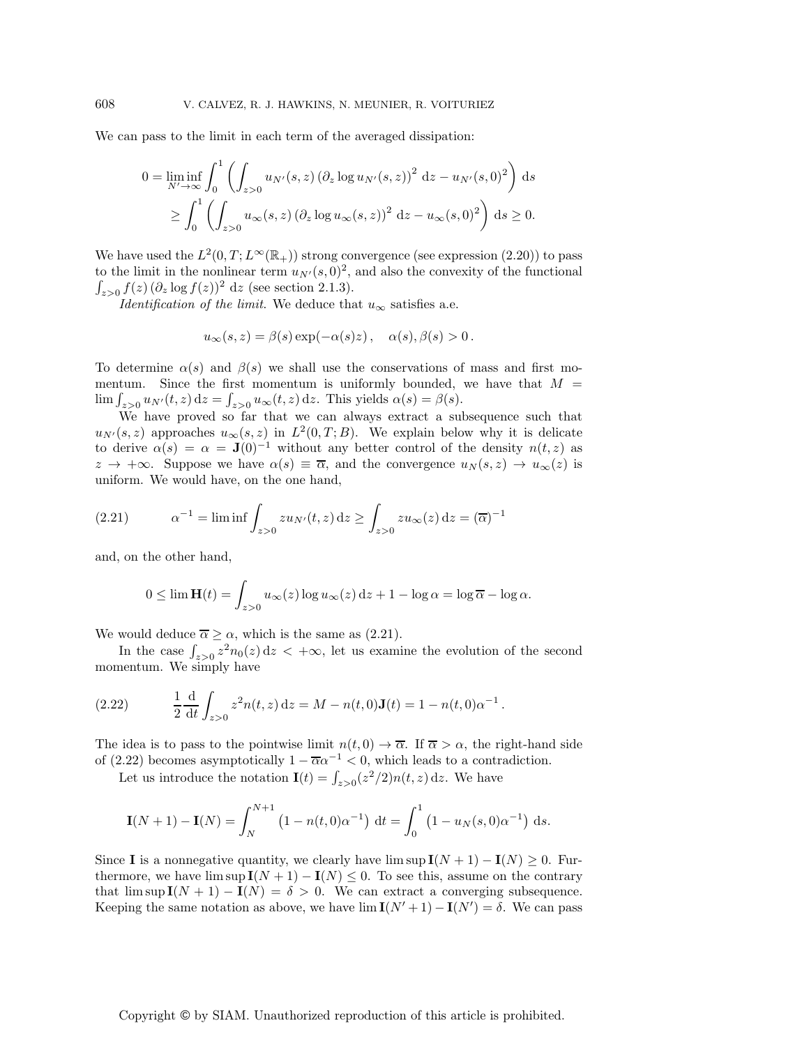We can pass to the limit in each term of the averaged dissipation:

$$0 = \liminf_{N'\to\infty} \int_0^1 \left( \int_{z>0} u_{N'}(s,z) \left(\partial_z \log u_{N'}(s,z)\right)^2 \, \mathrm{d}z - u_{N'}(s,0)^2 \right) \mathrm{d}s$$
$$\geq \int_0^1 \left( \int_{z>0} u_\infty(s,z) \left(\partial_z \log u_\infty(s,z)\right)^2 \, \mathrm{d}z - u_\infty(s,0)^2 \right) \mathrm{d}s \geq 0.$$

We have used the $L^2(0,T;L^\infty(\mathbb{R}_+))$ strong convergence (see expression (2.20)) to pass to the limit in the nonlinear term $u_{N'}(s,0)^2$, and also the convexity of the functional $\int_{z>0} f(z) \left(\partial_z \log f(z)\right)^2 \, \mathrm{d}z$ (see section 2.1.3).

*Identification of the limit.* We deduce that $u_\infty$ satisfies a.e.

$$u_\infty(s,z) = \beta(s) \exp(-\alpha(s) z) \,, \quad \alpha(s), \beta(s) > 0 \,.$$

To determine $\alpha(s)$ and $\beta(s)$ we shall use the conservations of mass and first momentum. Since the first momentum is uniformly bounded, we have that $M = \lim \int_{z>0} u_{N'}(t,z) \, \mathrm{d}z = \int_{z>0} u_\infty(t,z) \, \mathrm{d}z$. This yields $\alpha(s) = \beta(s)$.

We have proved so far that we can always extract a subsequence such that $u_{N'}(s,z)$ approaches $u_\infty(s,z)$ in $L^2(0,T;B)$. We explain below why it is delicate to derive $\alpha(s) = \alpha = \mathbf{J}(0)^{-1}$ without any better control of the density $n(t,z)$ as $z \to +\infty$. Suppose we have $\alpha(s) \equiv \overline{\alpha}$, and the convergence $u_N(s,z) \to u_\infty(z)$ is uniform. We would have, on the one hand,

$$\alpha^{-1} = \liminf \int_{z>0} z u_{N'}(t,z) \, \mathrm{d}z \geq \int_{z>0} z u_\infty(z) \, \mathrm{d}z = (\overline{\alpha})^{-1} \tag{2.21}$$

and, on the other hand,

$$0 \leq \lim \mathbf{H}(t) = \int_{z>0} u_\infty(z) \log u_\infty(z) \, \mathrm{d}z + 1 - \log \alpha = \log \overline{\alpha} - \log \alpha.$$

We would deduce $\overline{\alpha} \geq \alpha$, which is the same as (2.21).

In the case $\int_{z>0} z^2 n_0(z) \, \mathrm{d}z < +\infty$, let us examine the evolution of the second momentum. We simply have

$$\frac{1}{2} \frac{\mathrm{d}}{\mathrm{d}t} \int_{z>0} z^2 n(t,z) \, \mathrm{d}z = M - n(t,0) \mathbf{J}(t) = 1 - n(t,0) \alpha^{-1} \,. \tag{2.22}$$

The idea is to pass to the pointwise limit $n(t,0) \to \overline{\alpha}$. If $\overline{\alpha} > \alpha$, the right-hand side of (2.22) becomes asymptotically $1 - \overline{\alpha}\alpha^{-1} < 0$, which leads to a contradiction.

Let us introduce the notation $\mathbf{I}(t) = \int_{z>0} (z^2/2) n(t,z) \, \mathrm{d}z$. We have

$$\mathbf{I}(N+1) - \mathbf{I}(N) = \int_N^{N+1} \left(1 - n(t,0)\alpha^{-1}\right) \, \mathrm{d}t = \int_0^1 \left(1 - u_N(s,0)\alpha^{-1}\right) \, \mathrm{d}s.$$

Since $\mathbf{I}$ is a nonnegative quantity, we clearly have $\limsup \mathbf{I}(N+1) - \mathbf{I}(N) \geq 0$. Furthermore, we have $\limsup \mathbf{I}(N+1) - \mathbf{I}(N) \leq 0$. To see this, assume on the contrary that $\limsup \mathbf{I}(N+1) - \mathbf{I}(N) = \delta > 0$. We can extract a converging subsequence. Keeping the same notation as above, we have $\lim \mathbf{I}(N'+1) - \mathbf{I}(N') = \delta$. We can pass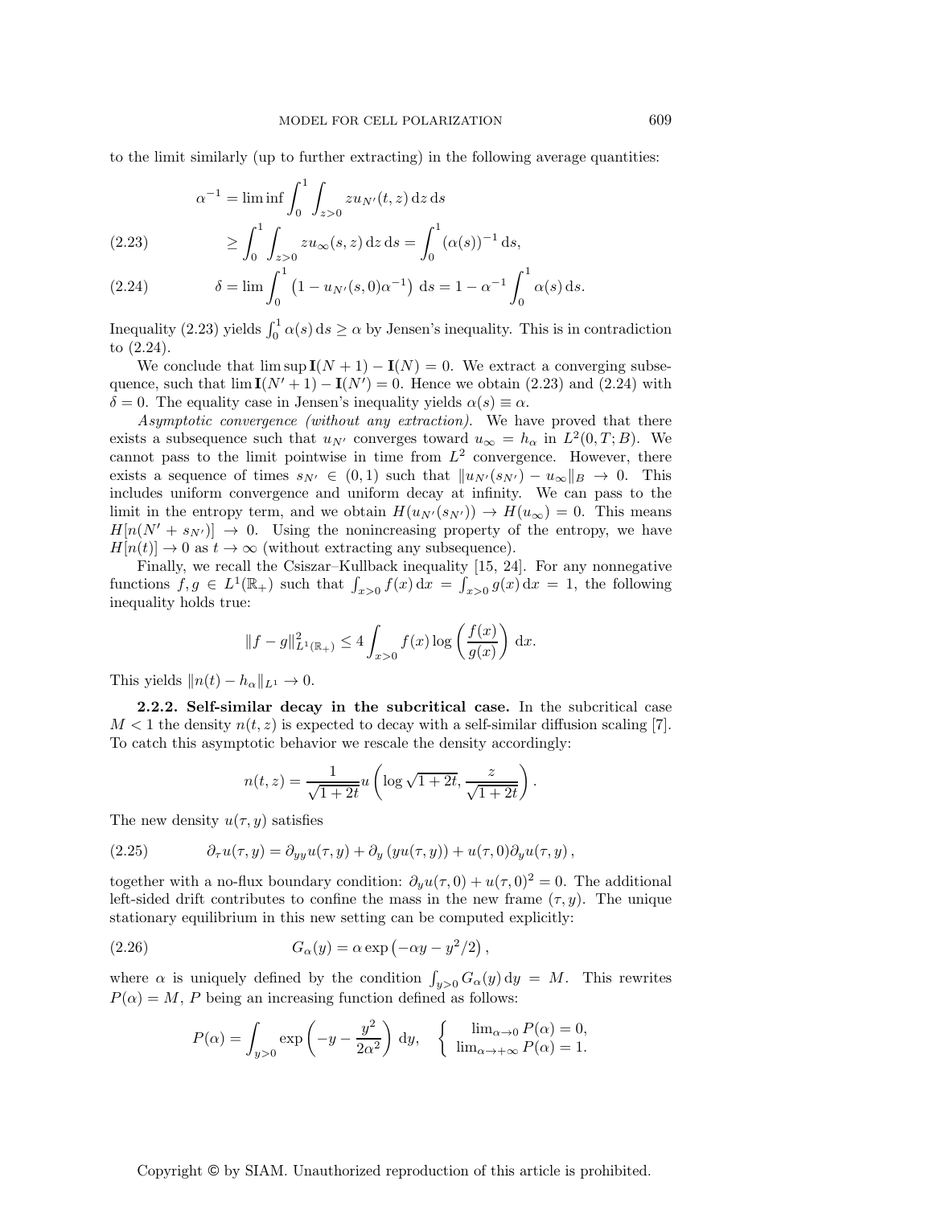to the limit similarly (up to further extracting) in the following average quantities:

$$\alpha^{-1} = \liminf \int_0^1 \int_{z>0} z u_{N'}(t,z)\,\mathrm{d}z\,\mathrm{d}s$$

$$\geq \int_0^1 \int_{z>0} z u_\infty(s,z)\,\mathrm{d}z\,\mathrm{d}s = \int_0^1 (\alpha(s))^{-1}\,\mathrm{d}s, \tag{2.23}$$

$$\delta = \lim \int_0^1 \left(1 - u_{N'}(s,0)\alpha^{-1}\right)\,\mathrm{d}s = 1 - \alpha^{-1}\int_0^1 \alpha(s)\,\mathrm{d}s. \tag{2.24}$$

Inequality (2.23) yields $\int_0^1 \alpha(s)\,\mathrm{d}s \geq \alpha$ by Jensen's inequality. This is in contradiction to (2.24).

We conclude that $\limsup \mathbf{I}(N+1) - \mathbf{I}(N) = 0$. We extract a converging subsequence, such that $\lim \mathbf{I}(N'+1) - \mathbf{I}(N') = 0$. Hence we obtain (2.23) and (2.24) with $\delta = 0$. The equality case in Jensen's inequality yields $\alpha(s) \equiv \alpha$.

*Asymptotic convergence (without any extraction).* We have proved that there exists a subsequence such that $u_{N'}$ converges toward $u_\infty = h_\alpha$ in $L^2(0,T;B)$. We cannot pass to the limit pointwise in time from $L^2$ convergence. However, there exists a sequence of times $s_{N'} \in (0,1)$ such that $\|u_{N'}(s_{N'}) - u_\infty\|_B \to 0$. This includes uniform convergence and uniform decay at infinity. We can pass to the limit in the entropy term, and we obtain $H(u_{N'}(s_{N'})) \to H(u_\infty) = 0$. This means $H[n(N'+s_{N'})] \to 0$. Using the nonincreasing property of the entropy, we have $H[n(t)] \to 0$ as $t \to \infty$ (without extracting any subsequence).

Finally, we recall the Csiszar–Kullback inequality [15, 24]. For any nonnegative functions $f, g \in L^1(\mathbb{R}_+)$ such that $\int_{x>0} f(x)\,\mathrm{d}x = \int_{x>0} g(x)\,\mathrm{d}x = 1$, the following inequality holds true:

$$\|f - g\|_{L^1(\mathbb{R}_+)}^2 \leq 4\int_{x>0} f(x)\log\left(\frac{f(x)}{g(x)}\right)\,\mathrm{d}x.$$

This yields $\|n(t) - h_\alpha\|_{L^1} \to 0$.

**2.2.2. Self-similar decay in the subcritical case.** In the subcritical case $M < 1$ the density $n(t,z)$ is expected to decay with a self-similar diffusion scaling [7]. To catch this asymptotic behavior we rescale the density accordingly:

$$n(t,z) = \frac{1}{\sqrt{1+2t}}\, u\left(\log\sqrt{1+2t}, \frac{z}{\sqrt{1+2t}}\right).$$

The new density $u(\tau, y)$ satisfies

$$\partial_\tau u(\tau,y) = \partial_{yy} u(\tau,y) + \partial_y\left(y u(\tau,y)\right) + u(\tau,0)\partial_y u(\tau,y)\,, \tag{2.25}$$

together with a no-flux boundary condition: $\partial_y u(\tau,0) + u(\tau,0)^2 = 0$. The additional left-sided drift contributes to confine the mass in the new frame $(\tau, y)$. The unique stationary equilibrium in this new setting can be computed explicitly:

$$G_\alpha(y) = \alpha\exp\left(-\alpha y - y^2/2\right), \tag{2.26}$$

where $\alpha$ is uniquely defined by the condition $\int_{y>0} G_\alpha(y)\,\mathrm{d}y = M$. This rewrites $P(\alpha) = M$, $P$ being an increasing function defined as follows:

$$P(\alpha) = \int_{y>0} \exp\left(-y - \frac{y^2}{2\alpha^2}\right)\,\mathrm{d}y, \quad \begin{cases} \lim_{\alpha\to 0} P(\alpha) = 0, \\ \lim_{\alpha\to+\infty} P(\alpha) = 1. \end{cases}$$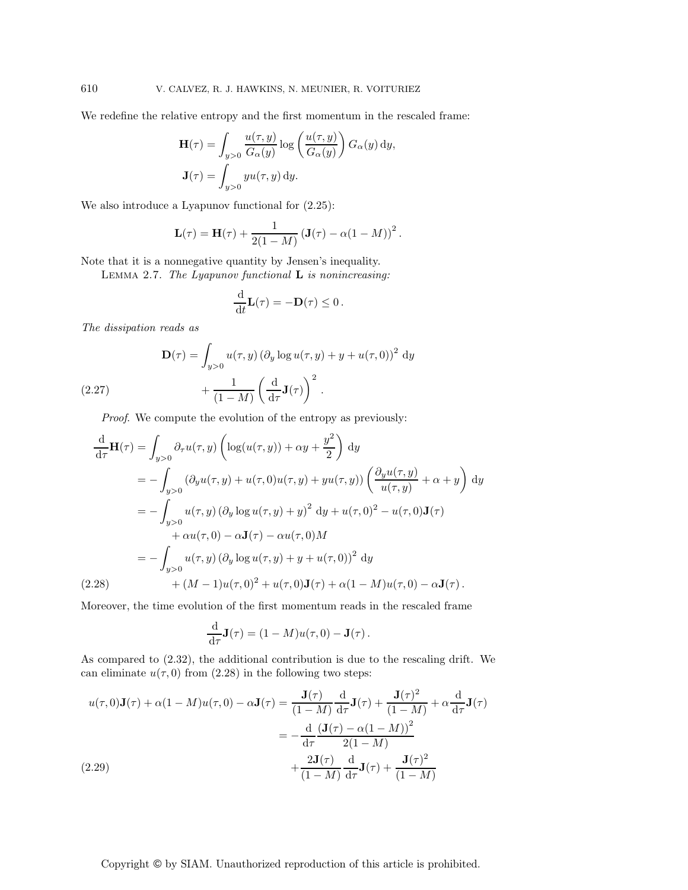We redefine the relative entropy and the first momentum in the rescaled frame:

$$\mathbf{H}(\tau) = \int_{y>0} \frac{u(\tau, y)}{G_\alpha(y)} \log\left(\frac{u(\tau, y)}{G_\alpha(y)}\right) G_\alpha(y)\,\mathrm{d}y,$$

$$\mathbf{J}(\tau) = \int_{y>0} y u(\tau, y)\,\mathrm{d}y.$$

We also introduce a Lyapunov functional for (2.25):

$$\mathbf{L}(\tau) = \mathbf{H}(\tau) + \frac{1}{2(1-M)} \left(\mathbf{J}(\tau) - \alpha(1-M)\right)^2.$$

Note that it is a nonnegative quantity by Jensen's inequality.

Lemma 2.7. *The Lyapunov functional* $\mathbf{L}$ *is nonincreasing:*

$$\frac{\mathrm{d}}{\mathrm{d}t}\mathbf{L}(\tau) = -\mathbf{D}(\tau) \le 0\,.$$

*The dissipation reads as*

$$\begin{aligned}
\mathbf{D}(\tau) = &\int_{y>0} u(\tau, y) \left(\partial_y \log u(\tau, y) + y + u(\tau, 0)\right)^2\,\mathrm{d}y \\
&+ \frac{1}{(1-M)}\left(\frac{\mathrm{d}}{\mathrm{d}\tau}\mathbf{J}(\tau)\right)^2.
\end{aligned} \tag{2.27}$$

*Proof.* We compute the evolution of the entropy as previously:

$$\begin{aligned}
\frac{\mathrm{d}}{\mathrm{d}\tau}\mathbf{H}(\tau) &= \int_{y>0} \partial_\tau u(\tau, y)\left(\log(u(\tau, y)) + \alpha y + \frac{y^2}{2}\right)\mathrm{d}y \\
&= -\int_{y>0} \left(\partial_y u(\tau, y) + u(\tau, 0) u(\tau, y) + y u(\tau, y)\right)\left(\frac{\partial_y u(\tau, y)}{u(\tau, y)} + \alpha + y\right)\mathrm{d}y \\
&= -\int_{y>0} u(\tau, y)\left(\partial_y \log u(\tau, y) + y\right)^2\,\mathrm{d}y + u(\tau, 0)^2 - u(\tau, 0)\mathbf{J}(\tau) \\
&\qquad + \alpha u(\tau, 0) - \alpha \mathbf{J}(\tau) - \alpha u(\tau, 0) M \\
&= -\int_{y>0} u(\tau, y)\left(\partial_y \log u(\tau, y) + y + u(\tau, 0)\right)^2\,\mathrm{d}y \\
&\qquad + (M-1) u(\tau, 0)^2 + u(\tau, 0)\mathbf{J}(\tau) + \alpha(1-M) u(\tau, 0) - \alpha \mathbf{J}(\tau)\,.
\end{aligned} \tag{2.28}$$

Moreover, the time evolution of the first momentum reads in the rescaled frame

$$\frac{\mathrm{d}}{\mathrm{d}\tau}\mathbf{J}(\tau) = (1-M) u(\tau, 0) - \mathbf{J}(\tau)\,.$$

As compared to (2.32), the additional contribution is due to the rescaling drift. We can eliminate $u(\tau, 0)$ from (2.28) in the following two steps:

$$\begin{aligned}
u(\tau, 0)\mathbf{J}(\tau) + \alpha(1-M) u(\tau, 0) - \alpha \mathbf{J}(\tau) &= \frac{\mathbf{J}(\tau)}{(1-M)}\frac{\mathrm{d}}{\mathrm{d}\tau}\mathbf{J}(\tau) + \frac{\mathbf{J}(\tau)^2}{(1-M)} + \alpha \frac{\mathrm{d}}{\mathrm{d}\tau}\mathbf{J}(\tau) \\
&= -\frac{\mathrm{d}}{\mathrm{d}\tau}\frac{\left(\mathbf{J}(\tau) - \alpha(1-M)\right)^2}{2(1-M)} \\
&\qquad + \frac{2\mathbf{J}(\tau)}{(1-M)}\frac{\mathrm{d}}{\mathrm{d}\tau}\mathbf{J}(\tau) + \frac{\mathbf{J}(\tau)^2}{(1-M)}
\end{aligned} \tag{2.29}$$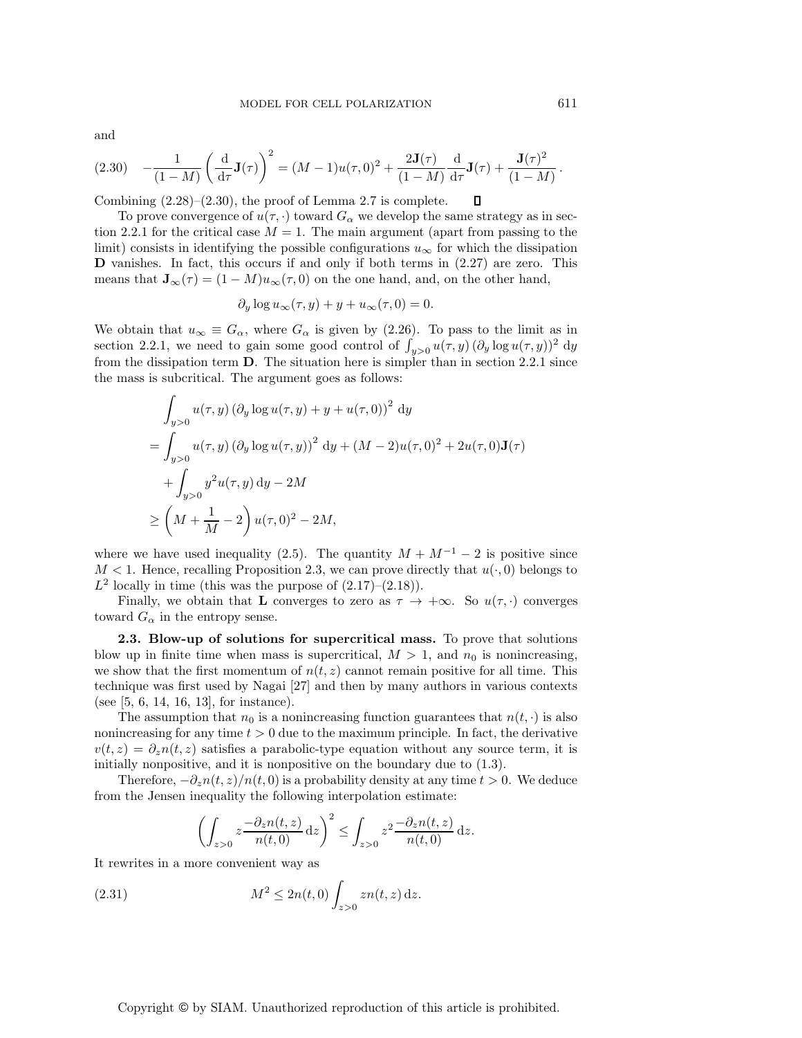and

$$
(2.30) \quad -\frac{1}{(1-M)}\left(\frac{\mathrm{d}}{\mathrm{d}\tau}\mathbf{J}(\tau)\right)^2 = (M-1)u(\tau,0)^2 + \frac{2\mathbf{J}(\tau)}{(1-M)}\frac{\mathrm{d}}{\mathrm{d}\tau}\mathbf{J}(\tau) + \frac{\mathbf{J}(\tau)^2}{(1-M)}.
$$

Combining (2.28)–(2.30), the proof of Lemma 2.7 is complete. ∎

To prove convergence of $u(\tau,\cdot)$ toward $G_\alpha$ we develop the same strategy as in section 2.2.1 for the critical case $M = 1$. The main argument (apart from passing to the limit) consists in identifying the possible configurations $u_\infty$ for which the dissipation $\mathbf{D}$ vanishes. In fact, this occurs if and only if both terms in (2.27) are zero. This means that $\mathbf{J}_\infty(\tau) = (1-M)u_\infty(\tau,0)$ on the one hand, and, on the other hand,

$$
\partial_y \log u_\infty(\tau,y) + y + u_\infty(\tau,0) = 0.
$$

We obtain that $u_\infty \equiv G_\alpha$, where $G_\alpha$ is given by (2.26). To pass to the limit as in section 2.2.1, we need to gain some good control of $\int_{y>0} u(\tau,y)\left(\partial_y \log u(\tau,y)\right)^2 \mathrm{d}y$ from the dissipation term $\mathbf{D}$. The situation here is simpler than in section 2.2.1 since the mass is subcritical. The argument goes as follows:

$$
\begin{aligned}
&\int_{y>0} u(\tau,y)\left(\partial_y \log u(\tau,y) + y + u(\tau,0)\right)^2 \mathrm{d}y \\
&= \int_{y>0} u(\tau,y)\left(\partial_y \log u(\tau,y)\right)^2 \mathrm{d}y + (M-2)u(\tau,0)^2 + 2u(\tau,0)\mathbf{J}(\tau) \\
&\quad + \int_{y>0} y^2 u(\tau,y)\,\mathrm{d}y - 2M \\
&\geq \left(M + \frac{1}{M} - 2\right)u(\tau,0)^2 - 2M,
\end{aligned}
$$

where we have used inequality (2.5). The quantity $M + M^{-1} - 2$ is positive since $M < 1$. Hence, recalling Proposition 2.3, we can prove directly that $u(\cdot,0)$ belongs to $L^2$ locally in time (this was the purpose of (2.17)–(2.18)).

Finally, we obtain that $\mathbf{L}$ converges to zero as $\tau \to +\infty$. So $u(\tau,\cdot)$ converges toward $G_\alpha$ in the entropy sense.

**2.3. Blow-up of solutions for supercritical mass.** To prove that solutions blow up in finite time when mass is supercritical, $M > 1$, and $n_0$ is nonincreasing, we show that the first momentum of $n(t,z)$ cannot remain positive for all time. This technique was first used by Nagai [27] and then by many authors in various contexts (see [5, 6, 14, 16, 13], for instance).

The assumption that $n_0$ is a nonincreasing function guarantees that $n(t,\cdot)$ is also nonincreasing for any time $t > 0$ due to the maximum principle. In fact, the derivative $v(t,z) = \partial_z n(t,z)$ satisfies a parabolic-type equation without any source term, it is initially nonpositive, and it is nonpositive on the boundary due to (1.3).

Therefore, $-\partial_z n(t,z)/n(t,0)$ is a probability density at any time $t > 0$. We deduce from the Jensen inequality the following interpolation estimate:

$$
\left(\int_{z>0} z \frac{-\partial_z n(t,z)}{n(t,0)}\,\mathrm{d}z\right)^2 \leq \int_{z>0} z^2 \frac{-\partial_z n(t,z)}{n(t,0)}\,\mathrm{d}z.
$$

It rewrites in a more convenient way as

$$
(2.31) \qquad M^2 \leq 2n(t,0)\int_{z>0} z n(t,z)\,\mathrm{d}z.
$$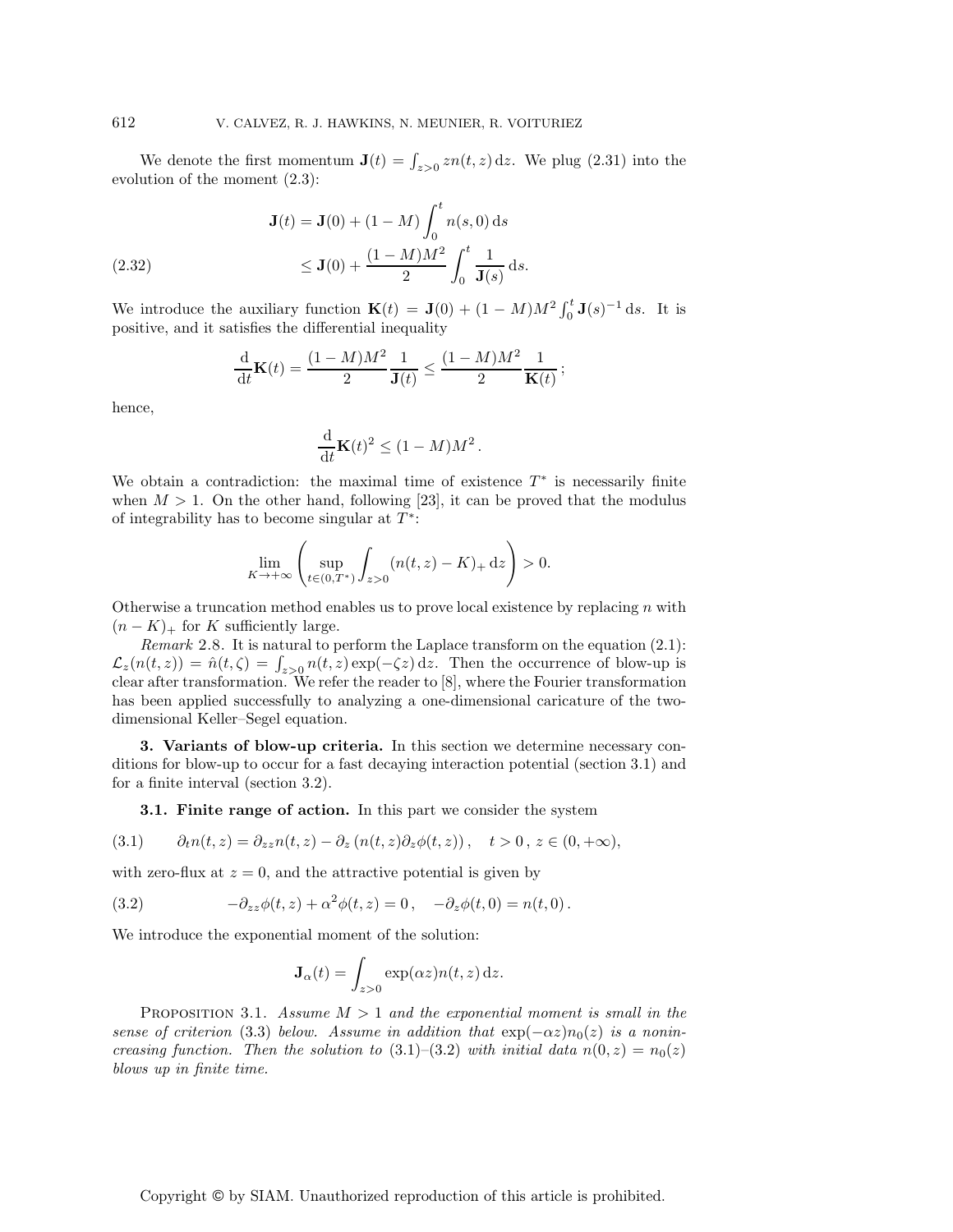We denote the first momentum $\mathbf{J}(t) = \int_{z>0} zn(t,z)\,\mathrm{d}z$. We plug (2.31) into the evolution of the moment (2.3):

$$
\begin{aligned}
\mathbf{J}(t) &= \mathbf{J}(0) + (1-M)\int_0^t n(s,0)\,\mathrm{d}s \\
&\leq \mathbf{J}(0) + \frac{(1-M)M^2}{2}\int_0^t \frac{1}{\mathbf{J}(s)}\,\mathrm{d}s.
\end{aligned}
\tag{2.32}
$$

We introduce the auxiliary function $\mathbf{K}(t) = \mathbf{J}(0) + (1-M)M^2\int_0^t \mathbf{J}(s)^{-1}\,\mathrm{d}s$. It is positive, and it satisfies the differential inequality

$$
\frac{\mathrm{d}}{\mathrm{d}t}\mathbf{K}(t) = \frac{(1-M)M^2}{2}\frac{1}{\mathbf{J}(t)} \leq \frac{(1-M)M^2}{2}\frac{1}{\mathbf{K}(t)};
$$

hence,

$$
\frac{\mathrm{d}}{\mathrm{d}t}\mathbf{K}(t)^2 \leq (1-M)M^2 .
$$

We obtain a contradiction: the maximal time of existence $T^*$ is necessarily finite when $M > 1$. On the other hand, following [23], it can be proved that the modulus of integrability has to become singular at $T^*$:

$$
\lim_{K\to+\infty}\left(\sup_{t\in(0,T^*)}\int_{z>0}(n(t,z)-K)_+\,\mathrm{d}z\right) > 0.
$$

Otherwise a truncation method enables us to prove local existence by replacing $n$ with $(n-K)_+$ for $K$ sufficiently large.

*Remark* 2.8. It is natural to perform the Laplace transform on the equation (2.1): $\mathcal{L}_z(n(t,z)) = \hat{n}(t,\zeta) = \int_{z>0} n(t,z)\exp(-\zeta z)\,\mathrm{d}z$. Then the occurrence of blow-up is clear after transformation. We refer the reader to [8], where the Fourier transformation has been applied successfully to analyzing a one-dimensional caricature of the two-dimensional Keller–Segel equation.

## 3. Variants of blow-up criteria.

In this section we determine necessary conditions for blow-up to occur for a fast decaying interaction potential (section 3.1) and for a finite interval (section 3.2).

### 3.1. Finite range of action.

In this part we consider the system

$$
\partial_t n(t,z) = \partial_{zz} n(t,z) - \partial_z\left(n(t,z)\partial_z\phi(t,z)\right), \quad t>0,\ z\in(0,+\infty),
\tag{3.1}
$$

with zero-flux at $z=0$, and the attractive potential is given by

$$
-\partial_{zz}\phi(t,z) + \alpha^2\phi(t,z) = 0, \quad -\partial_z\phi(t,0) = n(t,0).
\tag{3.2}
$$

We introduce the exponential moment of the solution:

$$
\mathbf{J}_\alpha(t) = \int_{z>0}\exp(\alpha z)n(t,z)\,\mathrm{d}z.
$$

PROPOSITION 3.1. *Assume $M > 1$ and the exponential moment is small in the sense of criterion* (3.3) *below. Assume in addition that $\exp(-\alpha z)n_0(z)$ is a nonincreasing function. Then the solution to* (3.1)–(3.2) *with initial data $n(0,z) = n_0(z)$ blows up in finite time.*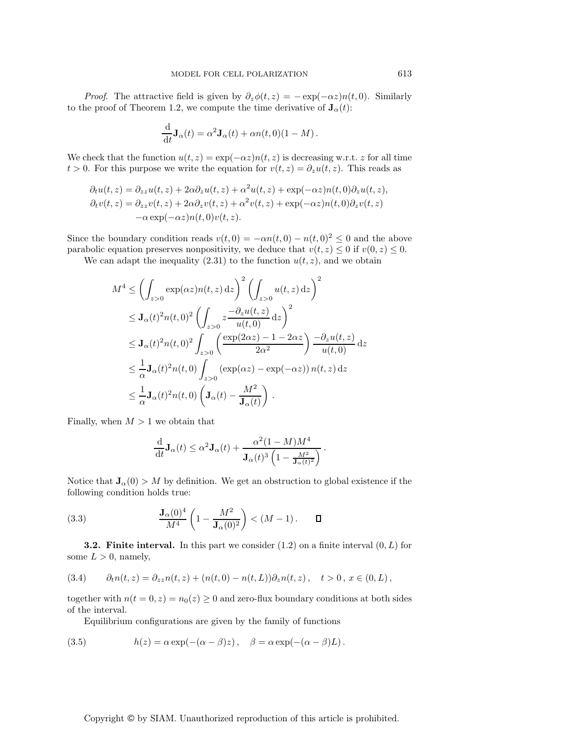*Proof*. The attractive field is given by $\partial_z \phi(t,z) = -\exp(-\alpha z) n(t,0)$. Similarly to the proof of Theorem 1.2, we compute the time derivative of $\mathbf{J}_\alpha(t)$:

$$\frac{\mathrm{d}}{\mathrm{d}t}\mathbf{J}_\alpha(t) = \alpha^2 \mathbf{J}_\alpha(t) + \alpha n(t,0)(1-M)\,.$$

We check that the function $u(t,z) = \exp(-\alpha z) n(t,z)$ is decreasing w.r.t. $z$ for all time $t > 0$. For this purpose we write the equation for $v(t,z) = \partial_z u(t,z)$. This reads as

$$\begin{aligned}
\partial_t u(t,z) &= \partial_{zz} u(t,z) + 2\alpha \partial_z u(t,z) + \alpha^2 u(t,z) + \exp(-\alpha z) n(t,0) \partial_z u(t,z),\\
\partial_t v(t,z) &= \partial_{zz} v(t,z) + 2\alpha \partial_z v(t,z) + \alpha^2 v(t,z) + \exp(-\alpha z) n(t,0) \partial_z v(t,z)\\
&\quad - \alpha \exp(-\alpha z) n(t,0) v(t,z).
\end{aligned}$$

Since the boundary condition reads $v(t,0) = -\alpha n(t,0) - n(t,0)^2 \le 0$ and the above parabolic equation preserves nonpositivity, we deduce that $v(t,z) \le 0$ if $v(0,z) \le 0$.

We can adapt the inequality (2.31) to the function $u(t,z)$, and we obtain

$$\begin{aligned}
M^4 &\le \left(\int_{z>0} \exp(\alpha z) n(t,z)\,\mathrm{d}z\right)^2 \left(\int_{z>0} u(t,z)\,\mathrm{d}z\right)^2\\
&\le \mathbf{J}_\alpha(t)^2 n(t,0)^2 \left(\int_{z>0} z \frac{-\partial_z u(t,z)}{u(t,0)}\,\mathrm{d}z\right)^2\\
&\le \mathbf{J}_\alpha(t)^2 n(t,0)^2 \int_{z>0} \left(\frac{\exp(2\alpha z) - 1 - 2\alpha z}{2\alpha^2}\right) \frac{-\partial_z u(t,z)}{u(t,0)}\,\mathrm{d}z\\
&\le \frac{1}{\alpha}\mathbf{J}_\alpha(t)^2 n(t,0) \int_{z>0} \left(\exp(\alpha z) - \exp(-\alpha z)\right) n(t,z)\,\mathrm{d}z\\
&\le \frac{1}{\alpha}\mathbf{J}_\alpha(t)^2 n(t,0) \left(\mathbf{J}_\alpha(t) - \frac{M^2}{\mathbf{J}_\alpha(t)}\right).
\end{aligned}$$

Finally, when $M > 1$ we obtain that

$$\frac{\mathrm{d}}{\mathrm{d}t}\mathbf{J}_\alpha(t) \le \alpha^2 \mathbf{J}_\alpha(t) + \frac{\alpha^2 (1-M) M^4}{\mathbf{J}_\alpha(t)^3 \left(1 - \frac{M^2}{\mathbf{J}_\alpha(t)^2}\right)}\,.$$

Notice that $\mathbf{J}_\alpha(0) > M$ by definition. We get an obstruction to global existence if the following condition holds true:

$$\frac{\mathbf{J}_\alpha(0)^4}{M^4}\left(1 - \frac{M^2}{\mathbf{J}_\alpha(0)^2}\right) < (M-1)\,. \qquad (3.3)$$

□

**3.2. Finite interval.** In this part we consider (1.2) on a finite interval $(0,L)$ for some $L > 0$, namely,

$$\partial_t n(t,z) = \partial_{zz} n(t,z) + (n(t,0) - n(t,L)) \partial_z n(t,z)\,, \quad t > 0\,,\ x \in (0,L)\,, \qquad (3.4)$$

together with $n(t=0,z) = n_0(z) \ge 0$ and zero-flux boundary conditions at both sides of the interval.

Equilibrium configurations are given by the family of functions

$$h(z) = \alpha \exp(-(\alpha - \beta) z)\,, \quad \beta = \alpha \exp(-(\alpha - \beta) L)\,. \qquad (3.5)$$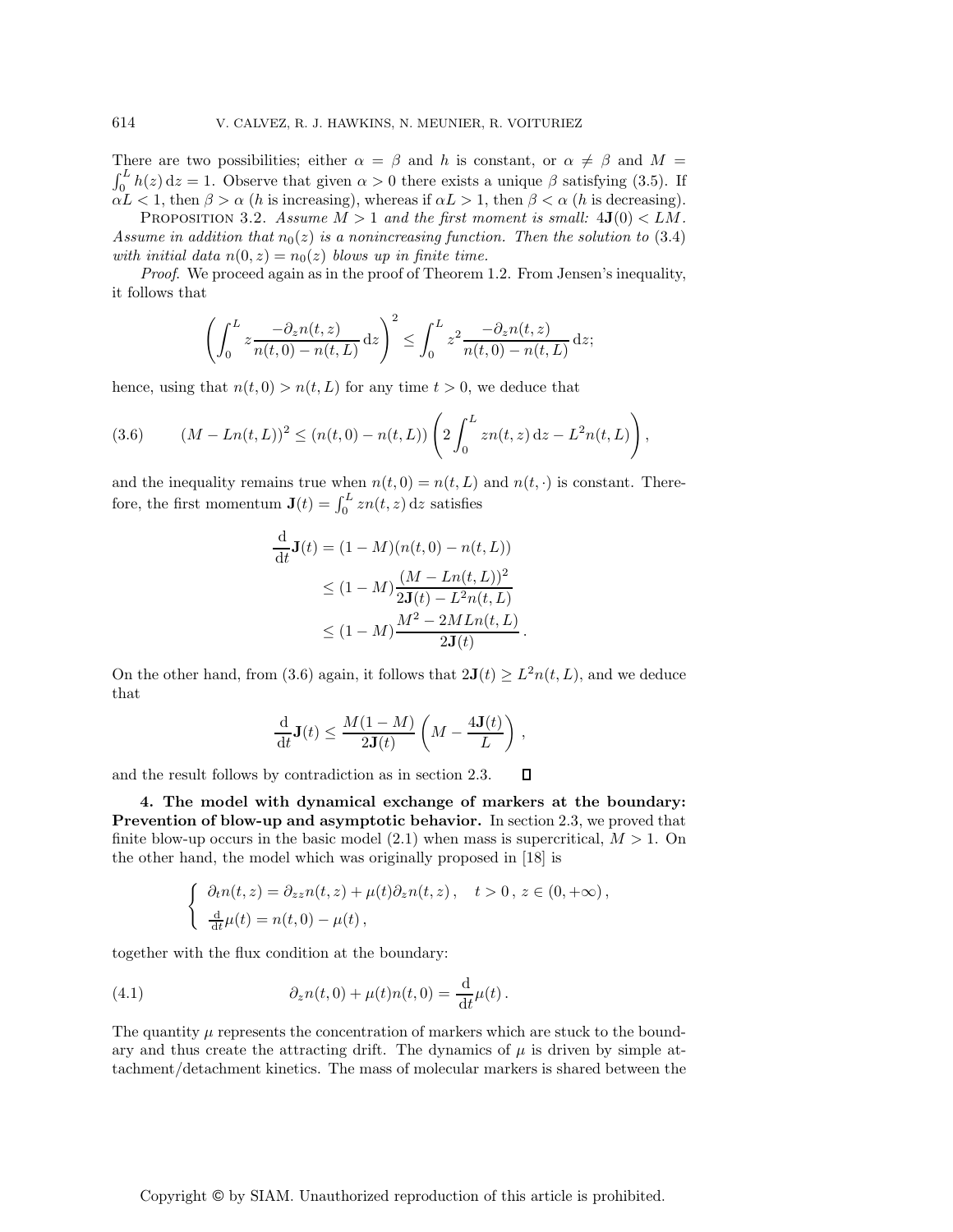There are two possibilities; either $\alpha = \beta$ and $h$ is constant, or $\alpha \neq \beta$ and $M = \int_0^L h(z)\,\mathrm{d}z = 1$. Observe that given $\alpha > 0$ there exists a unique $\beta$ satisfying (3.5). If $\alpha L < 1$, then $\beta > \alpha$ ($h$ is increasing), whereas if $\alpha L > 1$, then $\beta < \alpha$ ($h$ is decreasing).

PROPOSITION 3.2. *Assume $M > 1$ and the first moment is small: $4\mathbf{J}(0) < LM$. Assume in addition that $n_0(z)$ is a nonincreasing function. Then the solution to* (3.4) *with initial data $n(0, z) = n_0(z)$ blows up in finite time.*

*Proof.* We proceed again as in the proof of Theorem 1.2. From Jensen's inequality, it follows that

$$\left( \int_0^L z \frac{-\partial_z n(t,z)}{n(t,0) - n(t,L)} \,\mathrm{d}z \right)^2 \le \int_0^L z^2 \frac{-\partial_z n(t,z)}{n(t,0) - n(t,L)} \,\mathrm{d}z;$$

hence, using that $n(t, 0) > n(t, L)$ for any time $t > 0$, we deduce that

$$(M - Ln(t,L))^2 \le (n(t,0) - n(t,L)) \left( 2\int_0^L zn(t,z)\,\mathrm{d}z - L^2 n(t,L) \right), \tag{3.6}$$

and the inequality remains true when $n(t, 0) = n(t, L)$ and $n(t, \cdot)$ is constant. Therefore, the first momentum $\mathbf{J}(t) = \int_0^L zn(t, z)\,\mathrm{d}z$ satisfies

$$\begin{aligned} \frac{\mathrm{d}}{\mathrm{d}t}\mathbf{J}(t) &= (1 - M)(n(t,0) - n(t,L)) \\ &\le (1 - M)\frac{(M - Ln(t,L))^2}{2\mathbf{J}(t) - L^2 n(t,L)} \\ &\le (1 - M)\frac{M^2 - 2MLn(t,L)}{2\mathbf{J}(t)}\,. \end{aligned}$$

On the other hand, from (3.6) again, it follows that $2\mathbf{J}(t) \ge L^2 n(t, L)$, and we deduce that

$$\frac{\mathrm{d}}{\mathrm{d}t}\mathbf{J}(t) \le \frac{M(1-M)}{2\mathbf{J}(t)} \left( M - \frac{4\mathbf{J}(t)}{L} \right),$$

and the result follows by contradiction as in section 2.3. $\square$

## 4. The model with dynamical exchange of markers at the boundary: Prevention of blow-up and asymptotic behavior.

In section 2.3, we proved that finite blow-up occurs in the basic model (2.1) when mass is supercritical, $M > 1$. On the other hand, the model which was originally proposed in [18] is

$$\begin{cases} \partial_t n(t,z) = \partial_{zz} n(t,z) + \mu(t)\partial_z n(t,z)\,, \quad t > 0\,,\, z \in (0, +\infty)\,, \\ \frac{\mathrm{d}}{\mathrm{d}t}\mu(t) = n(t,0) - \mu(t)\,, \end{cases}$$

together with the flux condition at the boundary:

$$\partial_z n(t,0) + \mu(t) n(t,0) = \frac{\mathrm{d}}{\mathrm{d}t}\mu(t)\,. \tag{4.1}$$

The quantity $\mu$ represents the concentration of markers which are stuck to the boundary and thus create the attracting drift. The dynamics of $\mu$ is driven by simple attachment/detachment kinetics. The mass of molecular markers is shared between the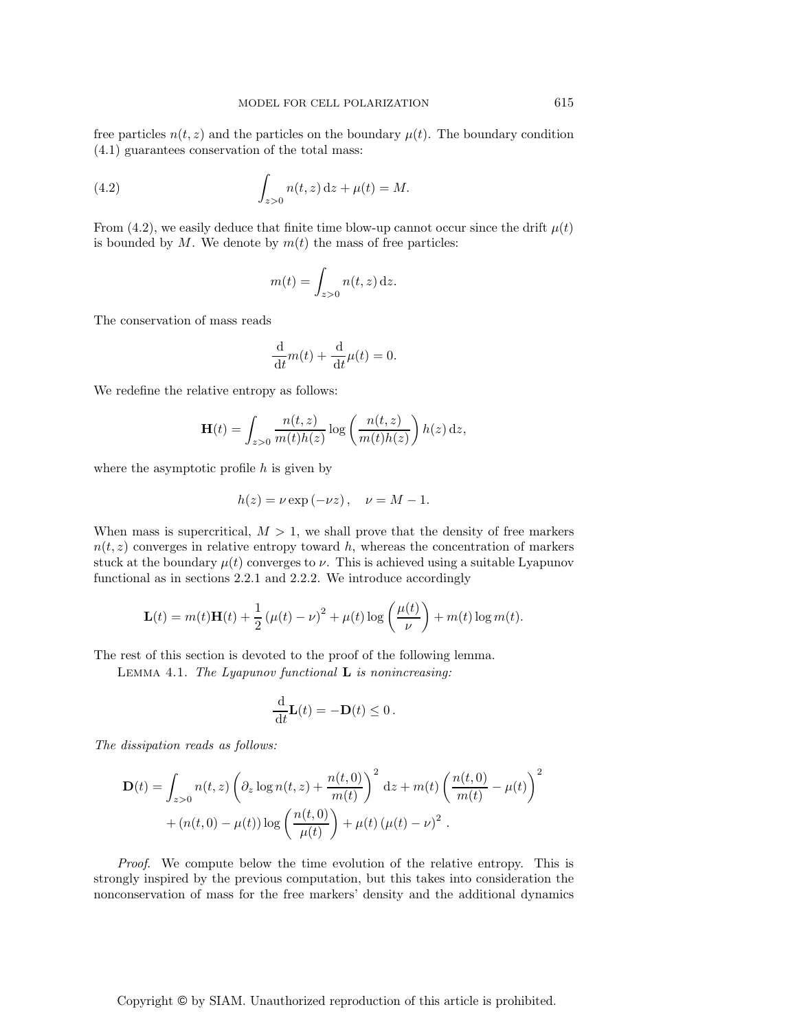free particles $n(t,z)$ and the particles on the boundary $\mu(t)$. The boundary condition (4.1) guarantees conservation of the total mass:

$$\int_{z>0} n(t,z)\,\mathrm{d}z + \mu(t) = M. \tag{4.2}$$

From (4.2), we easily deduce that finite time blow-up cannot occur since the drift $\mu(t)$ is bounded by $M$. We denote by $m(t)$ the mass of free particles:

$$m(t) = \int_{z>0} n(t,z)\,\mathrm{d}z.$$

The conservation of mass reads

$$\frac{\mathrm{d}}{\mathrm{d}t} m(t) + \frac{\mathrm{d}}{\mathrm{d}t}\mu(t) = 0.$$

We redefine the relative entropy as follows:

$$\mathbf{H}(t) = \int_{z>0} \frac{n(t,z)}{m(t)h(z)} \log\left(\frac{n(t,z)}{m(t)h(z)}\right) h(z)\,\mathrm{d}z,$$

where the asymptotic profile $h$ is given by

$$h(z) = \nu \exp\left(-\nu z\right), \quad \nu = M - 1.$$

When mass is supercritical, $M > 1$, we shall prove that the density of free markers $n(t,z)$ converges in relative entropy toward $h$, whereas the concentration of markers stuck at the boundary $\mu(t)$ converges to $\nu$. This is achieved using a suitable Lyapunov functional as in sections 2.2.1 and 2.2.2. We introduce accordingly

$$\mathbf{L}(t) = m(t)\mathbf{H}(t) + \frac{1}{2}\left(\mu(t) - \nu\right)^2 + \mu(t)\log\left(\frac{\mu(t)}{\nu}\right) + m(t)\log m(t).$$

The rest of this section is devoted to the proof of the following lemma.

Lemma 4.1. *The Lyapunov functional* $\mathbf{L}$ *is nonincreasing:*

$$\frac{\mathrm{d}}{\mathrm{d}t}\mathbf{L}(t) = -\mathbf{D}(t) \le 0\,.$$

*The dissipation reads as follows:*

$$\begin{aligned}\mathbf{D}(t) = &\int_{z>0} n(t,z)\left(\partial_z \log n(t,z) + \frac{n(t,0)}{m(t)}\right)^2\,\mathrm{d}z + m(t)\left(\frac{n(t,0)}{m(t)} - \mu(t)\right)^2 \\ &+ \left(n(t,0) - \mu(t)\right)\log\left(\frac{n(t,0)}{\mu(t)}\right) + \mu(t)\left(\mu(t) - \nu\right)^2\,.\end{aligned}$$

*Proof.* We compute below the time evolution of the relative entropy. This is strongly inspired by the previous computation, but this takes into consideration the nonconservation of mass for the free markers' density and the additional dynamics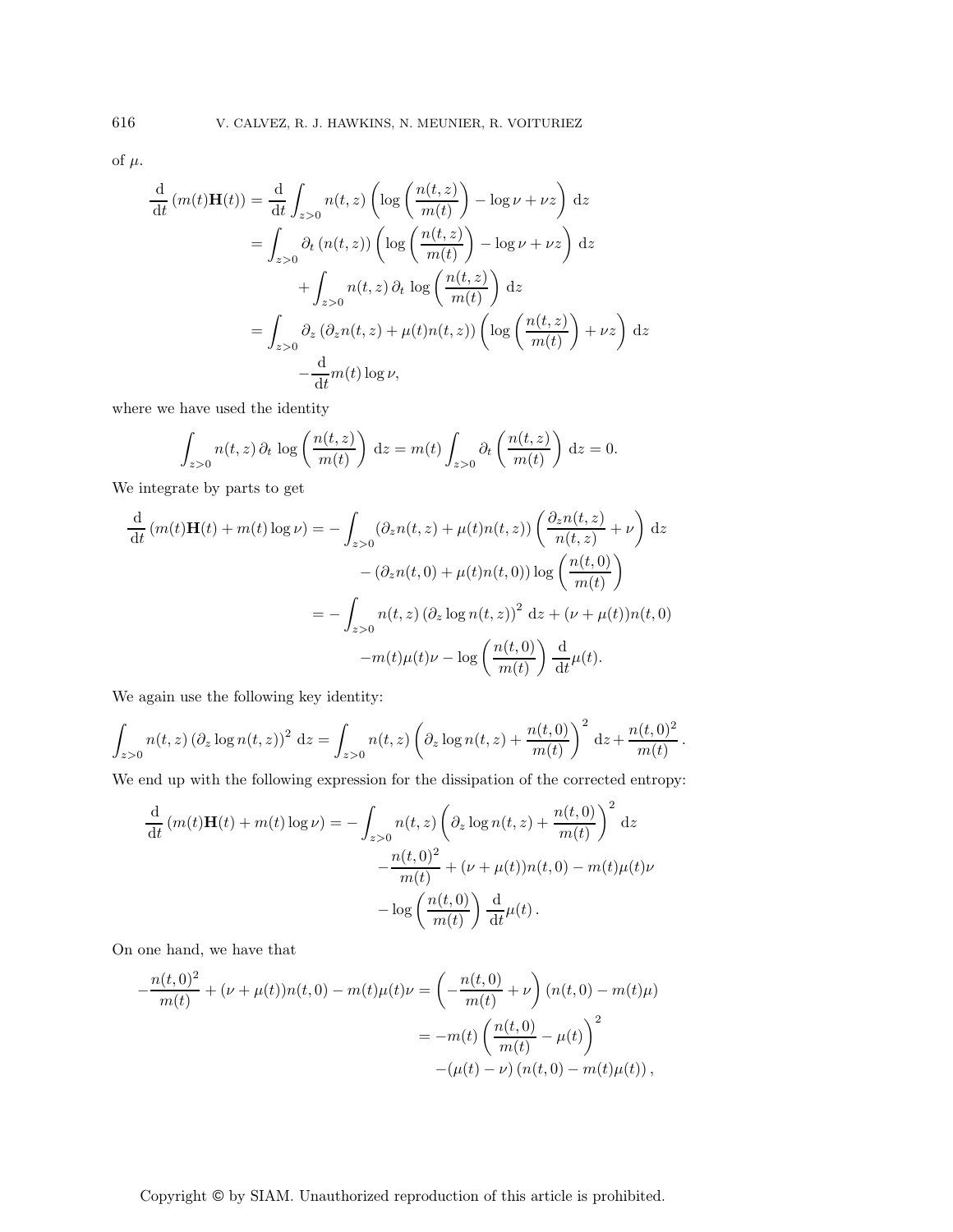of $\mu$.

$$
\begin{aligned}
\frac{\mathrm{d}}{\mathrm{d}t}\left(m(t)\mathbf{H}(t)\right) &= \frac{\mathrm{d}}{\mathrm{d}t}\int_{z>0} n(t,z)\left(\log\left(\frac{n(t,z)}{m(t)}\right) - \log\nu + \nu z\right)\,\mathrm{d}z \\
&= \int_{z>0} \partial_t\left(n(t,z)\right)\left(\log\left(\frac{n(t,z)}{m(t)}\right) - \log\nu + \nu z\right)\,\mathrm{d}z \\
&\quad + \int_{z>0} n(t,z)\,\partial_t\,\log\left(\frac{n(t,z)}{m(t)}\right)\,\mathrm{d}z \\
&= \int_{z>0} \partial_z\left(\partial_z n(t,z) + \mu(t)n(t,z)\right)\left(\log\left(\frac{n(t,z)}{m(t)}\right) + \nu z\right)\,\mathrm{d}z \\
&\quad - \frac{\mathrm{d}}{\mathrm{d}t}m(t)\log\nu,
\end{aligned}
$$

where we have used the identity

$$
\int_{z>0} n(t,z)\,\partial_t\,\log\left(\frac{n(t,z)}{m(t)}\right)\,\mathrm{d}z = m(t)\int_{z>0}\partial_t\left(\frac{n(t,z)}{m(t)}\right)\,\mathrm{d}z = 0.
$$

We integrate by parts to get

$$
\begin{aligned}
\frac{\mathrm{d}}{\mathrm{d}t}\left(m(t)\mathbf{H}(t) + m(t)\log\nu\right) &= -\int_{z>0}\left(\partial_z n(t,z) + \mu(t)n(t,z)\right)\left(\frac{\partial_z n(t,z)}{n(t,z)} + \nu\right)\,\mathrm{d}z \\
&\quad - \left(\partial_z n(t,0) + \mu(t)n(t,0)\right)\log\left(\frac{n(t,0)}{m(t)}\right) \\
&= -\int_{z>0} n(t,z)\left(\partial_z \log n(t,z)\right)^2\,\mathrm{d}z + (\nu + \mu(t))n(t,0) \\
&\quad - m(t)\mu(t)\nu - \log\left(\frac{n(t,0)}{m(t)}\right)\frac{\mathrm{d}}{\mathrm{d}t}\mu(t).
\end{aligned}
$$

We again use the following key identity:

$$
\int_{z>0} n(t,z)\left(\partial_z\log n(t,z)\right)^2\,\mathrm{d}z = \int_{z>0} n(t,z)\left(\partial_z\log n(t,z) + \frac{n(t,0)}{m(t)}\right)^2\,\mathrm{d}z + \frac{n(t,0)^2}{m(t)}\,.
$$

We end up with the following expression for the dissipation of the corrected entropy:

$$
\begin{aligned}
\frac{\mathrm{d}}{\mathrm{d}t}\left(m(t)\mathbf{H}(t) + m(t)\log\nu\right) &= -\int_{z>0} n(t,z)\left(\partial_z\log n(t,z) + \frac{n(t,0)}{m(t)}\right)^2\,\mathrm{d}z \\
&\quad - \frac{n(t,0)^2}{m(t)} + (\nu + \mu(t))n(t,0) - m(t)\mu(t)\nu \\
&\quad - \log\left(\frac{n(t,0)}{m(t)}\right)\frac{\mathrm{d}}{\mathrm{d}t}\mu(t)\,.
\end{aligned}
$$

On one hand, we have that

$$
\begin{aligned}
-\frac{n(t,0)^2}{m(t)} + (\nu + \mu(t))n(t,0) - m(t)\mu(t)\nu &= \left(-\frac{n(t,0)}{m(t)} + \nu\right)\left(n(t,0) - m(t)\mu\right) \\
&= -m(t)\left(\frac{n(t,0)}{m(t)} - \mu(t)\right)^2 \\
&\quad - \left(\mu(t) - \nu\right)\left(n(t,0) - m(t)\mu(t)\right),
\end{aligned}
$$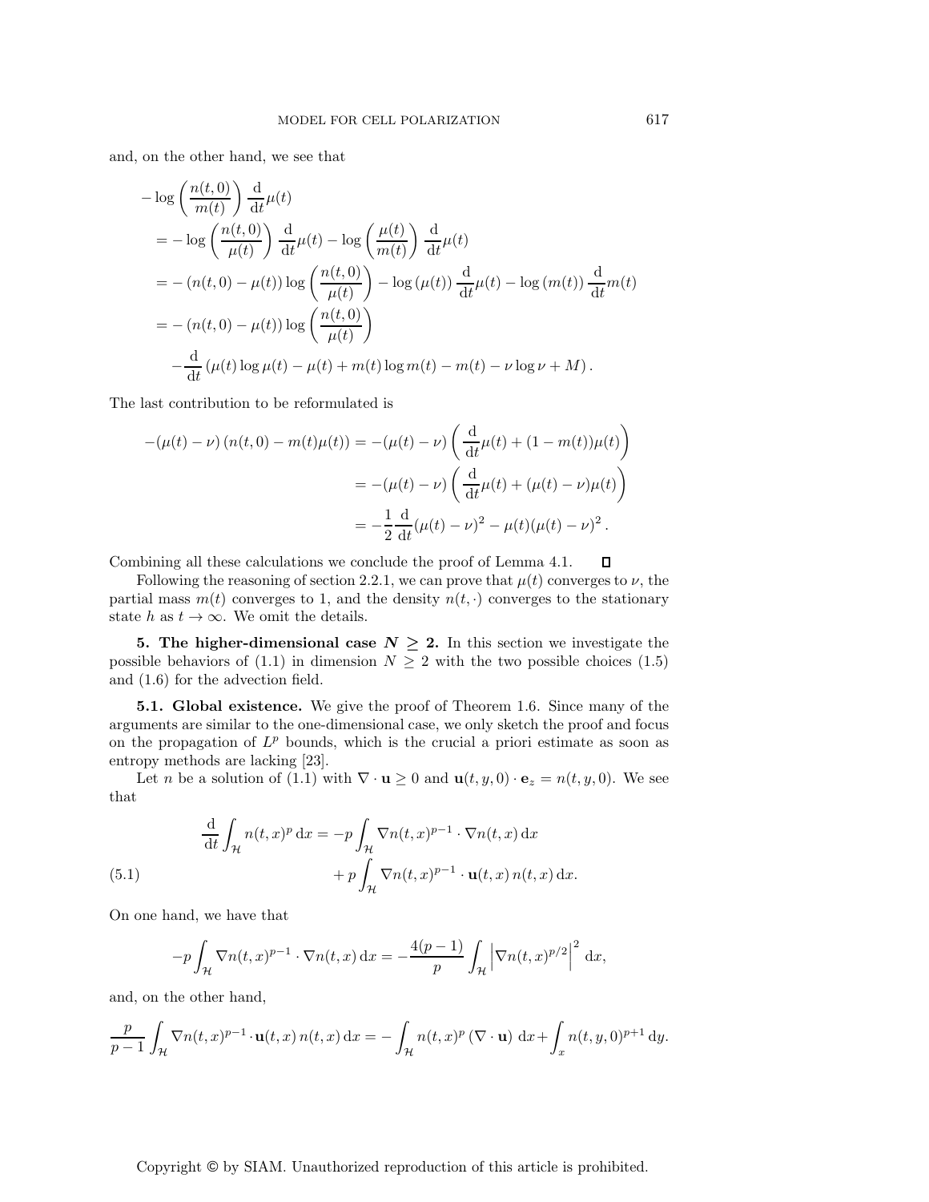and, on the other hand, we see that

$$
\begin{aligned}
&-\log\left(\frac{n(t,0)}{m(t)}\right)\frac{\mathrm{d}}{\mathrm{d}t}\mu(t)\\
&= -\log\left(\frac{n(t,0)}{\mu(t)}\right)\frac{\mathrm{d}}{\mathrm{d}t}\mu(t) - \log\left(\frac{\mu(t)}{m(t)}\right)\frac{\mathrm{d}}{\mathrm{d}t}\mu(t)\\
&= -\left(n(t,0)-\mu(t)\right)\log\left(\frac{n(t,0)}{\mu(t)}\right) - \log\left(\mu(t)\right)\frac{\mathrm{d}}{\mathrm{d}t}\mu(t) - \log\left(m(t)\right)\frac{\mathrm{d}}{\mathrm{d}t}m(t)\\
&= -\left(n(t,0)-\mu(t)\right)\log\left(\frac{n(t,0)}{\mu(t)}\right)\\
&\quad -\frac{\mathrm{d}}{\mathrm{d}t}\left(\mu(t)\log\mu(t) - \mu(t) + m(t)\log m(t) - m(t) - \nu\log\nu + M\right).
\end{aligned}
$$

The last contribution to be reformulated is

$$
\begin{aligned}
-(\mu(t)-\nu)\left(n(t,0)-m(t)\mu(t)\right) &= -(\mu(t)-\nu)\left(\frac{\mathrm{d}}{\mathrm{d}t}\mu(t) + (1-m(t))\mu(t)\right)\\
&= -(\mu(t)-\nu)\left(\frac{\mathrm{d}}{\mathrm{d}t}\mu(t) + (\mu(t)-\nu)\mu(t)\right)\\
&= -\frac{1}{2}\frac{\mathrm{d}}{\mathrm{d}t}(\mu(t)-\nu)^2 - \mu(t)(\mu(t)-\nu)^2\,.
\end{aligned}
$$

Combining all these calculations we conclude the proof of Lemma 4.1. ◻

Following the reasoning of section 2.2.1, we can prove that $\mu(t)$ converges to $\nu$, the partial mass $m(t)$ converges to 1, and the density $n(t,\cdot)$ converges to the stationary state $h$ as $t \to \infty$. We omit the details.

## 5. The higher-dimensional case $N \geq 2$.

In this section we investigate the possible behaviors of (1.1) in dimension $N \geq 2$ with the two possible choices (1.5) and (1.6) for the advection field.

### 5.1. Global existence.

We give the proof of Theorem 1.6. Since many of the arguments are similar to the one-dimensional case, we only sketch the proof and focus on the propagation of $L^p$ bounds, which is the crucial a priori estimate as soon as entropy methods are lacking [23].

Let $n$ be a solution of (1.1) with $\nabla\cdot\mathbf{u} \geq 0$ and $\mathbf{u}(t,y,0)\cdot\mathbf{e}_z = n(t,y,0)$. We see that

$$
\begin{aligned}
\frac{\mathrm{d}}{\mathrm{d}t}\int_{\mathcal{H}} n(t,x)^p\,\mathrm{d}x &= -p\int_{\mathcal{H}} \nabla n(t,x)^{p-1}\cdot\nabla n(t,x)\,\mathrm{d}x\\
&\quad + p\int_{\mathcal{H}} \nabla n(t,x)^{p-1}\cdot\mathbf{u}(t,x)\,n(t,x)\,\mathrm{d}x.
\end{aligned}
\tag{5.1}
$$

On one hand, we have that

$$
-p\int_{\mathcal{H}} \nabla n(t,x)^{p-1}\cdot\nabla n(t,x)\,\mathrm{d}x = -\frac{4(p-1)}{p}\int_{\mathcal{H}}\left|\nabla n(t,x)^{p/2}\right|^2\,\mathrm{d}x,
$$

and, on the other hand,

$$
\frac{p}{p-1}\int_{\mathcal{H}} \nabla n(t,x)^{p-1}\cdot\mathbf{u}(t,x)\,n(t,x)\,\mathrm{d}x = -\int_{\mathcal{H}} n(t,x)^p\left(\nabla\cdot\mathbf{u}\right)\,\mathrm{d}x + \int_x n(t,y,0)^{p+1}\,\mathrm{d}y.
$$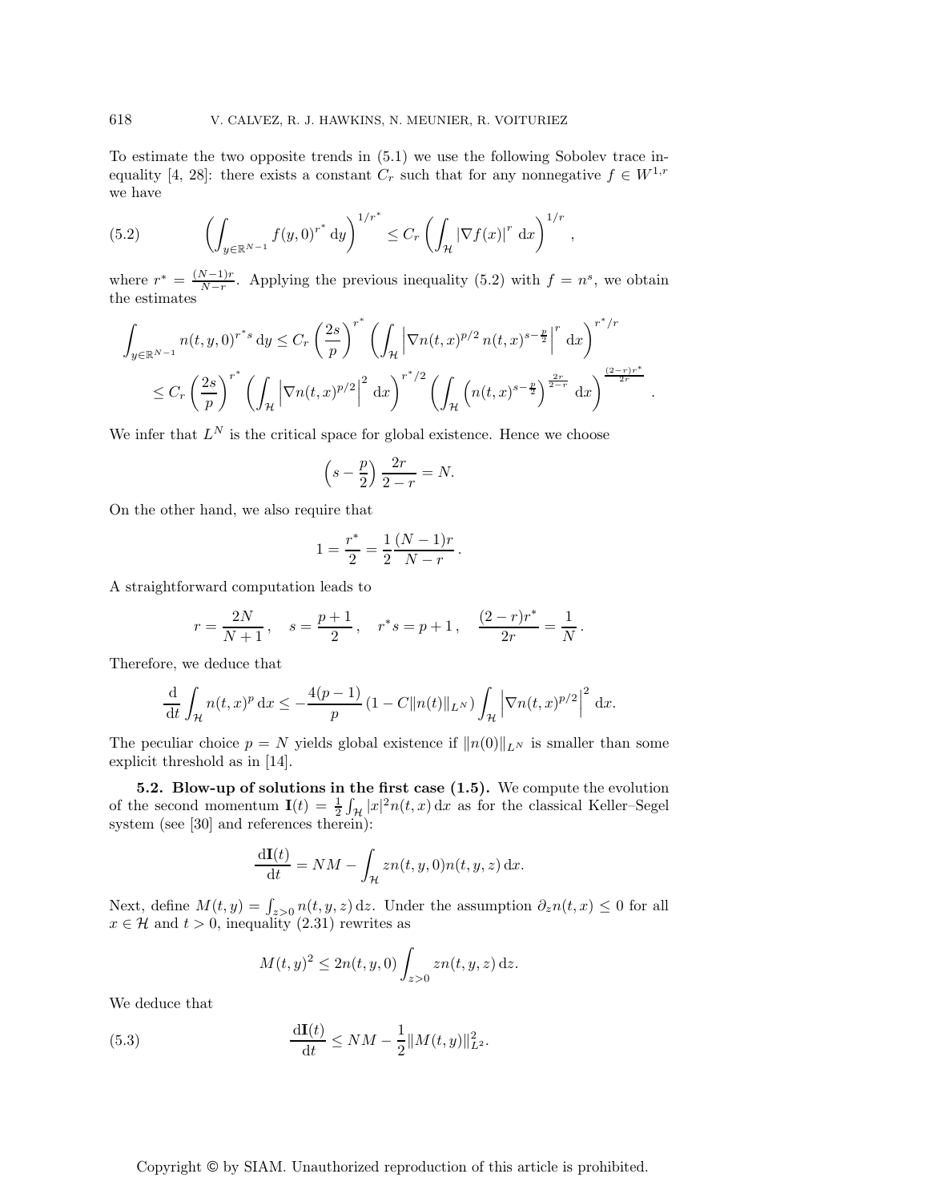To estimate the two opposite trends in (5.1) we use the following Sobolev trace inequality [4, 28]: there exists a constant $C_r$ such that for any nonnegative $f \in W^{1,r}$ we have

$$
\left( \int_{y \in \mathbb{R}^{N-1}} f(y,0)^{r^*} \, \mathrm{d}y \right)^{1/r^*} \le C_r \left( \int_{\mathcal{H}} |\nabla f(x)|^r \, \mathrm{d}x \right)^{1/r}, \tag{5.2}
$$

where $r^* = \frac{(N-1)r}{N-r}$. Applying the previous inequality (5.2) with $f = n^s$, we obtain the estimates

$$
\begin{aligned}
\int_{y \in \mathbb{R}^{N-1}} n(t,y,0)^{r^* s} \, \mathrm{d}y &\le C_r \left( \frac{2s}{p} \right)^{r^*} \left( \int_{\mathcal{H}} \left| \nabla n(t,x)^{p/2} \, n(t,x)^{s - \frac{p}{2}} \right|^r \, \mathrm{d}x \right)^{r^*/r} \\
&\le C_r \left( \frac{2s}{p} \right)^{r^*} \left( \int_{\mathcal{H}} \left| \nabla n(t,x)^{p/2} \right|^2 \, \mathrm{d}x \right)^{r^*/2} \left( \int_{\mathcal{H}} \left( n(t,x)^{s - \frac{p}{2}} \right)^{\frac{2r}{2-r}} \, \mathrm{d}x \right)^{\frac{(2-r)r^*}{2r}} .
\end{aligned}
$$

We infer that $L^N$ is the critical space for global existence. Hence we choose

$$
\left( s - \frac{p}{2} \right) \frac{2r}{2-r} = N.
$$

On the other hand, we also require that

$$
1 = \frac{r^*}{2} = \frac{1}{2} \frac{(N-1)r}{N-r} .
$$

A straightforward computation leads to

$$
r = \frac{2N}{N+1} , \quad s = \frac{p+1}{2} , \quad r^* s = p+1 , \quad \frac{(2-r)r^*}{2r} = \frac{1}{N} .
$$

Therefore, we deduce that

$$
\frac{\mathrm{d}}{\mathrm{d}t} \int_{\mathcal{H}} n(t,x)^p \, \mathrm{d}x \le - \frac{4(p-1)}{p} \left( 1 - C \|n(t)\|_{L^N} \right) \int_{\mathcal{H}} \left| \nabla n(t,x)^{p/2} \right|^2 \, \mathrm{d}x.
$$

The peculiar choice $p = N$ yields global existence if $\|n(0)\|_{L^N}$ is smaller than some explicit threshold as in [14].

**5.2. Blow-up of solutions in the first case (1.5).** We compute the evolution of the second momentum $\mathbf{I}(t) = \frac{1}{2} \int_{\mathcal{H}} |x|^2 n(t,x) \, \mathrm{d}x$ as for the classical Keller–Segel system (see [30] and references therein):

$$
\frac{\mathrm{d}\mathbf{I}(t)}{\mathrm{d}t} = NM - \int_{\mathcal{H}} z n(t,y,0) n(t,y,z) \, \mathrm{d}x.
$$

Next, define $M(t,y) = \int_{z>0} n(t,y,z) \, \mathrm{d}z$. Under the assumption $\partial_z n(t,x) \le 0$ for all $x \in \mathcal{H}$ and $t > 0$, inequality (2.31) rewrites as

$$
M(t,y)^2 \le 2 n(t,y,0) \int_{z>0} z n(t,y,z) \, \mathrm{d}z.
$$

We deduce that

$$
\frac{\mathrm{d}\mathbf{I}(t)}{\mathrm{d}t} \le NM - \frac{1}{2} \|M(t,y)\|_{L^2}^2. \tag{5.3}
$$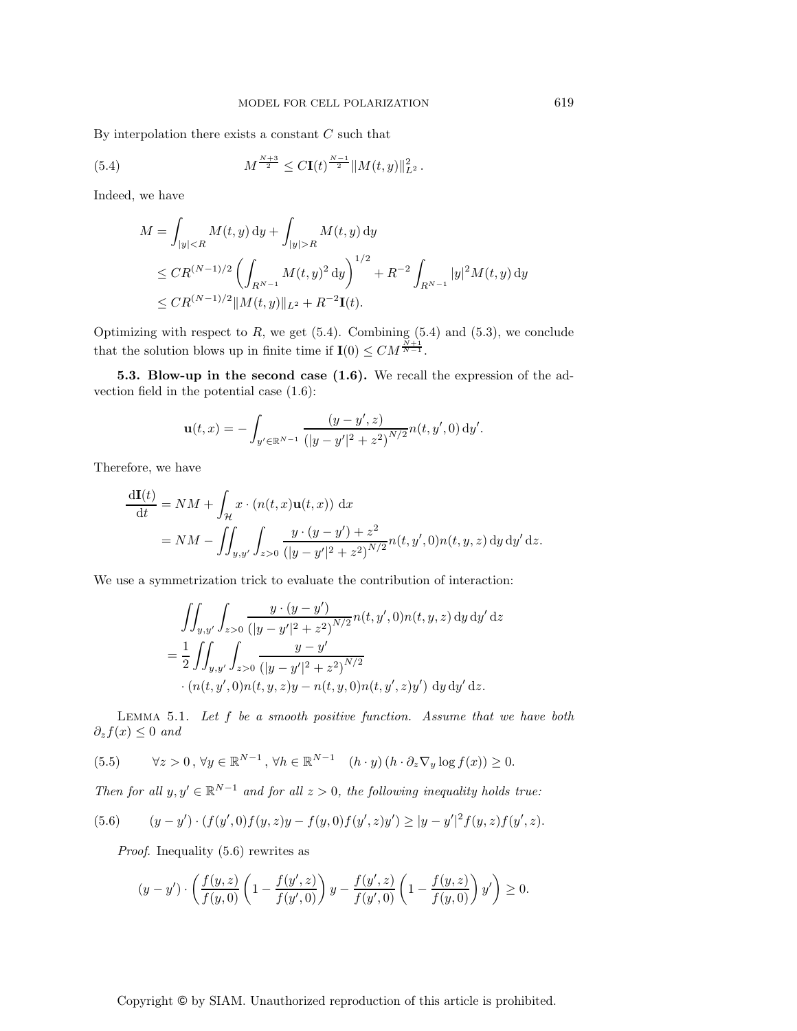By interpolation there exists a constant $C$ such that

$$M^{\frac{N+3}{2}} \leq C\mathbf{I}(t)^{\frac{N-1}{2}} \|M(t,y)\|_{L^2}^2 . \tag{5.4}$$

Indeed, we have

$$\begin{aligned}
M &= \int_{|y|<R} M(t,y)\,\mathrm{d}y + \int_{|y|>R} M(t,y)\,\mathrm{d}y \\
&\leq CR^{(N-1)/2}\left(\int_{R^{N-1}} M(t,y)^2\,\mathrm{d}y\right)^{1/2} + R^{-2}\int_{R^{N-1}} |y|^2 M(t,y)\,\mathrm{d}y \\
&\leq CR^{(N-1)/2}\|M(t,y)\|_{L^2} + R^{-2}\mathbf{I}(t).
\end{aligned}$$

Optimizing with respect to $R$, we get (5.4). Combining (5.4) and (5.3), we conclude that the solution blows up in finite time if $\mathbf{I}(0) \leq CM^{\frac{N+1}{N-1}}$.

**5.3. Blow-up in the second case (1.6).** We recall the expression of the advection field in the potential case (1.6):

$$\mathbf{u}(t,x) = -\int_{y'\in\mathbb{R}^{N-1}} \frac{(y-y',z)}{\left(|y-y'|^2+z^2\right)^{N/2}} n(t,y',0)\,\mathrm{d}y'.$$

Therefore, we have

$$\begin{aligned}
\frac{\mathrm{d}\mathbf{I}(t)}{\mathrm{d}t} &= NM + \int_{\mathcal{H}} x\cdot\left(n(t,x)\mathbf{u}(t,x)\right)\,\mathrm{d}x \\
&= NM - \iint_{y,y'}\int_{z>0} \frac{y\cdot(y-y')+z^2}{\left(|y-y'|^2+z^2\right)^{N/2}} n(t,y',0)n(t,y,z)\,\mathrm{d}y\,\mathrm{d}y'\,\mathrm{d}z.
\end{aligned}$$

We use a symmetrization trick to evaluate the contribution of interaction:

$$\begin{aligned}
&\iint_{y,y'}\int_{z>0} \frac{y\cdot(y-y')}{\left(|y-y'|^2+z^2\right)^{N/2}} n(t,y',0)n(t,y,z)\,\mathrm{d}y\,\mathrm{d}y'\,\mathrm{d}z \\
&= \frac{1}{2}\iint_{y,y'}\int_{z>0} \frac{y-y'}{\left(|y-y'|^2+z^2\right)^{N/2}} \\
&\quad\cdot\left(n(t,y',0)n(t,y,z)y - n(t,y,0)n(t,y',z)y'\right)\,\mathrm{d}y\,\mathrm{d}y'\,\mathrm{d}z.
\end{aligned}$$

Lemma 5.1. *Let $f$ be a smooth positive function. Assume that we have both $\partial_z f(x) \leq 0$ and*

$$\forall z>0\,,\ \forall y\in\mathbb{R}^{N-1}\,,\ \forall h\in\mathbb{R}^{N-1}\quad (h\cdot y)\left(h\cdot\partial_z\nabla_y \log f(x)\right) \geq 0. \tag{5.5}$$

*Then for all $y,y'\in\mathbb{R}^{N-1}$ and for all $z>0$, the following inequality holds true:*

$$(y-y')\cdot\left(f(y',0)f(y,z)y - f(y,0)f(y',z)y'\right) \geq |y-y'|^2 f(y,z)f(y',z). \tag{5.6}$$

*Proof.* Inequality (5.6) rewrites as

$$(y-y')\cdot\left(\frac{f(y,z)}{f(y,0)}\left(1-\frac{f(y',z)}{f(y',0)}\right)y - \frac{f(y',z)}{f(y',0)}\left(1-\frac{f(y,z)}{f(y,0)}\right)y'\right) \geq 0.$$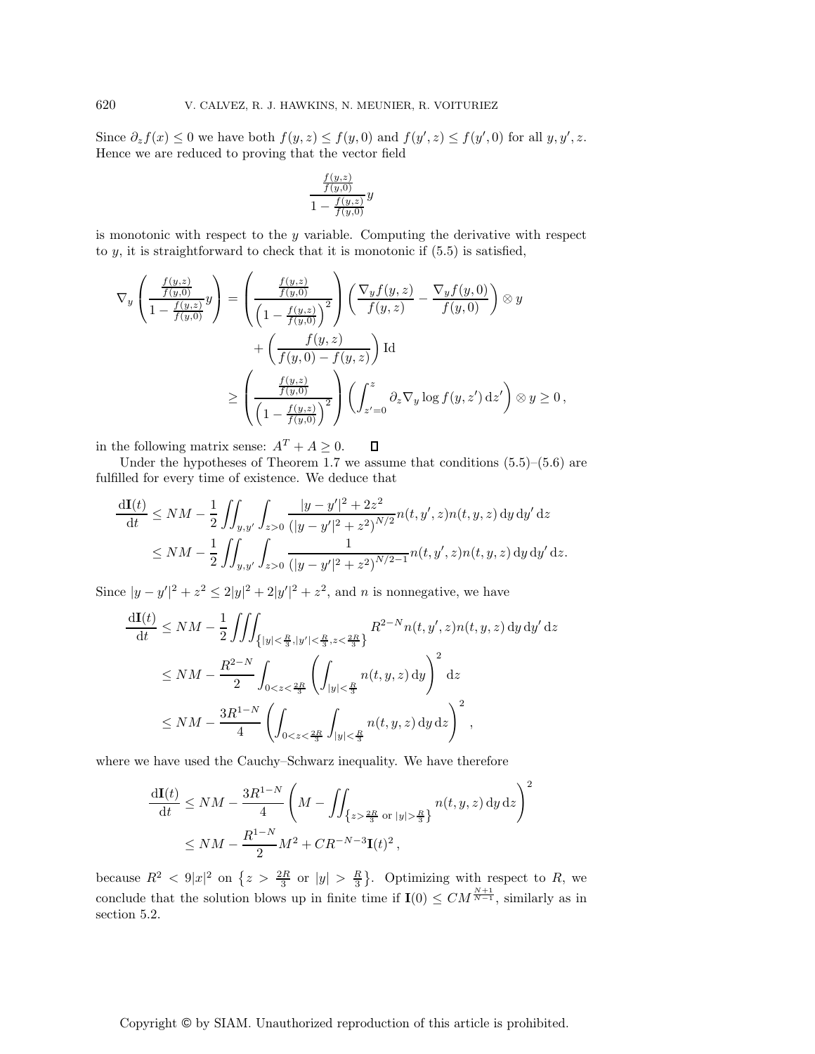Since $\partial_z f(x) \leq 0$ we have both $f(y,z) \leq f(y,0)$ and $f(y',z) \leq f(y',0)$ for all $y, y', z$. Hence we are reduced to proving that the vector field

$$\frac{\frac{f(y,z)}{f(y,0)}}{1 - \frac{f(y,z)}{f(y,0)}} y$$

is monotonic with respect to the $y$ variable. Computing the derivative with respect to $y$, it is straightforward to check that it is monotonic if (5.5) is satisfied,

$$\begin{aligned}
\nabla_y \left( \frac{\frac{f(y,z)}{f(y,0)}}{1 - \frac{f(y,z)}{f(y,0)}} y \right) &= \left( \frac{\frac{f(y,z)}{f(y,0)}}{\left(1 - \frac{f(y,z)}{f(y,0)}\right)^2} \right) \left( \frac{\nabla_y f(y,z)}{f(y,z)} - \frac{\nabla_y f(y,0)}{f(y,0)} \right) \otimes y \\
&\quad + \left( \frac{f(y,z)}{f(y,0) - f(y,z)} \right) \mathrm{Id} \\
&\geq \left( \frac{\frac{f(y,z)}{f(y,0)}}{\left(1 - \frac{f(y,z)}{f(y,0)}\right)^2} \right) \left( \int_{z'=0}^{z} \partial_z \nabla_y \log f(y,z') \, \mathrm{d}z' \right) \otimes y \geq 0 \,,
\end{aligned}$$

in the following matrix sense: $A^T + A \geq 0$. $\square$

Under the hypotheses of Theorem 1.7 we assume that conditions (5.5)–(5.6) are fulfilled for every time of existence. We deduce that

$$\begin{aligned}
\frac{\mathrm{d}\mathbf{I}(t)}{\mathrm{d}t} &\leq NM - \frac{1}{2} \iint_{y,y'} \int_{z>0} \frac{|y-y'|^2 + 2z^2}{(|y-y'|^2 + z^2)^{N/2}} n(t,y',z) n(t,y,z) \, \mathrm{d}y \, \mathrm{d}y' \, \mathrm{d}z \\
&\leq NM - \frac{1}{2} \iint_{y,y'} \int_{z>0} \frac{1}{(|y-y'|^2 + z^2)^{N/2-1}} n(t,y',z) n(t,y,z) \, \mathrm{d}y \, \mathrm{d}y' \, \mathrm{d}z.
\end{aligned}$$

Since $|y-y'|^2 + z^2 \leq 2|y|^2 + 2|y'|^2 + z^2$, and $n$ is nonnegative, we have

$$\begin{aligned}
\frac{\mathrm{d}\mathbf{I}(t)}{\mathrm{d}t} &\leq NM - \frac{1}{2} \iiint_{\left\{|y|<\frac{R}{3}, |y'|<\frac{R}{3}, z<\frac{2R}{3}\right\}} R^{2-N} n(t,y',z) n(t,y,z) \, \mathrm{d}y \, \mathrm{d}y' \, \mathrm{d}z \\
&\leq NM - \frac{R^{2-N}}{2} \int_{0<z<\frac{2R}{3}} \left( \int_{|y|<\frac{R}{3}} n(t,y,z) \, \mathrm{d}y \right)^2 \mathrm{d}z \\
&\leq NM - \frac{3R^{1-N}}{4} \left( \int_{0<z<\frac{2R}{3}} \int_{|y|<\frac{R}{3}} n(t,y,z) \, \mathrm{d}y \, \mathrm{d}z \right)^2,
\end{aligned}$$

where we have used the Cauchy–Schwarz inequality. We have therefore

$$\begin{aligned}
\frac{\mathrm{d}\mathbf{I}(t)}{\mathrm{d}t} &\leq NM - \frac{3R^{1-N}}{4} \left( M - \iint_{\left\{z>\frac{2R}{3} \text{ or } |y|>\frac{R}{3}\right\}} n(t,y,z) \, \mathrm{d}y \, \mathrm{d}z \right)^2 \\
&\leq NM - \frac{R^{1-N}}{2} M^2 + CR^{-N-3} \mathbf{I}(t)^2 \,,
\end{aligned}$$

because $R^2 < 9|x|^2$ on $\left\{z > \frac{2R}{3} \text{ or } |y| > \frac{R}{3}\right\}$. Optimizing with respect to $R$, we conclude that the solution blows up in finite time if $\mathbf{I}(0) \leq CM^{\frac{N+1}{N-1}}$, similarly as in section 5.2.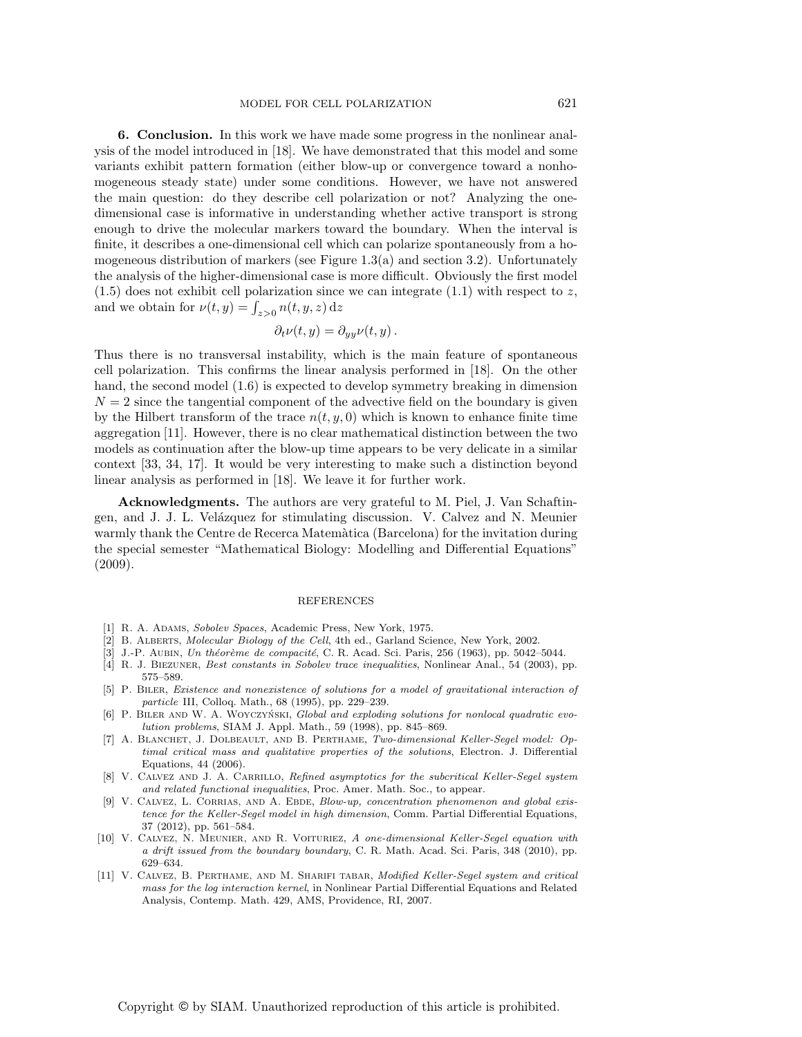**6. Conclusion.** In this work we have made some progress in the nonlinear analysis of the model introduced in [18]. We have demonstrated that this model and some variants exhibit pattern formation (either blow-up or convergence toward a nonhomogeneous steady state) under some conditions. However, we have not answered the main question: do they describe cell polarization or not? Analyzing the one-dimensional case is informative in understanding whether active transport is strong enough to drive the molecular markers toward the boundary. When the interval is finite, it describes a one-dimensional cell which can polarize spontaneously from a homogeneous distribution of markers (see Figure 1.3(a) and section 3.2). Unfortunately the analysis of the higher-dimensional case is more difficult. Obviously the first model (1.5) does not exhibit cell polarization since we can integrate (1.1) with respect to $z$, and we obtain for $\nu(t,y) = \int_{z>0} n(t,y,z)\,\mathrm{d}z$

$$\partial_t \nu(t,y) = \partial_{yy}\nu(t,y)\,.$$

Thus there is no transversal instability, which is the main feature of spontaneous cell polarization. This confirms the linear analysis performed in [18]. On the other hand, the second model (1.6) is expected to develop symmetry breaking in dimension $N = 2$ since the tangential component of the advective field on the boundary is given by the Hilbert transform of the trace $n(t,y,0)$ which is known to enhance finite time aggregation [11]. However, there is no clear mathematical distinction between the two models as continuation after the blow-up time appears to be very delicate in a similar context [33, 34, 17]. It would be very interesting to make such a distinction beyond linear analysis as performed in [18]. We leave it for further work.

**Acknowledgments.** The authors are very grateful to M. Piel, J. Van Schaftingen, and J. J. L. Velázquez for stimulating discussion. V. Calvez and N. Meunier warmly thank the Centre de Recerca Matemàtica (Barcelona) for the invitation during the special semester "Mathematical Biology: Modelling and Differential Equations" (2009).

## REFERENCES

[1] R. A. Adams, *Sobolev Spaces*, Academic Press, New York, 1975.

[2] B. Alberts, *Molecular Biology of the Cell*, 4th ed., Garland Science, New York, 2002.

[3] J.-P. Aubin, *Un théorème de compacité*, C. R. Acad. Sci. Paris, 256 (1963), pp. 5042–5044.

[4] R. J. Biezuner, *Best constants in Sobolev trace inequalities*, Nonlinear Anal., 54 (2003), pp. 575–589.

[5] P. Biler, *Existence and nonexistence of solutions for a model of gravitational interaction of particle* III, Colloq. Math., 68 (1995), pp. 229–239.

[6] P. Biler and W. A. Woyczyński, *Global and exploding solutions for nonlocal quadratic evolution problems*, SIAM J. Appl. Math., 59 (1998), pp. 845–869.

[7] A. Blanchet, J. Dolbeault, and B. Perthame, *Two-dimensional Keller-Segel model: Optimal critical mass and qualitative properties of the solutions*, Electron. J. Differential Equations, 44 (2006).

[8] V. Calvez and J. A. Carrillo, *Refined asymptotics for the subcritical Keller-Segel system and related functional inequalities*, Proc. Amer. Math. Soc., to appear.

[9] V. Calvez, L. Corrias, and A. Ebde, *Blow-up, concentration phenomenon and global existence for the Keller-Segel model in high dimension*, Comm. Partial Differential Equations, 37 (2012), pp. 561–584.

[10] V. Calvez, N. Meunier, and R. Voituriez, *A one-dimensional Keller-Segel equation with a drift issued from the boundary boundary*, C. R. Math. Acad. Sci. Paris, 348 (2010), pp. 629–634.

[11] V. Calvez, B. Perthame, and M. Sharifi tabar, *Modified Keller-Segel system and critical mass for the log interaction kernel*, in Nonlinear Partial Differential Equations and Related Analysis, Contemp. Math. 429, AMS, Providence, RI, 2007.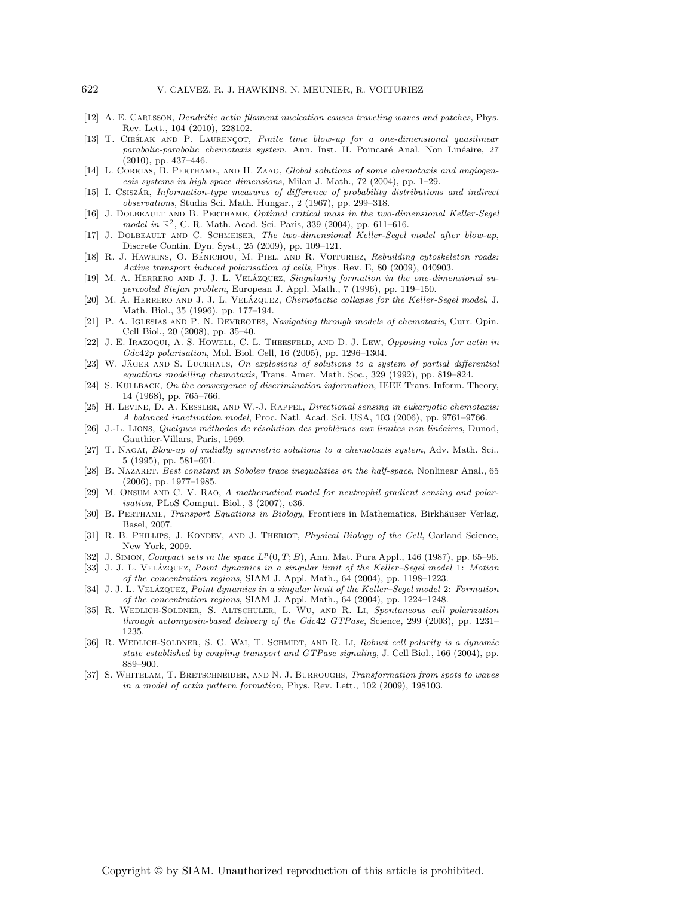[12] A. E. Carlsson, *Dendritic actin filament nucleation causes traveling waves and patches*, Phys. Rev. Lett., 104 (2010), 228102.

[13] T. Cieślak and P. Laurençot, *Finite time blow-up for a one-dimensional quasilinear parabolic-parabolic chemotaxis system*, Ann. Inst. H. Poincaré Anal. Non Linéaire, 27 (2010), pp. 437–446.

[14] L. Corrias, B. Perthame, and H. Zaag, *Global solutions of some chemotaxis and angiogenesis systems in high space dimensions*, Milan J. Math., 72 (2004), pp. 1–29.

[15] I. Csiszár, *Information-type measures of difference of probability distributions and indirect observations*, Studia Sci. Math. Hungar., 2 (1967), pp. 299–318.

[16] J. Dolbeault and B. Perthame, *Optimal critical mass in the two-dimensional Keller-Segel model in* $\mathbb{R}^2$, C. R. Math. Acad. Sci. Paris, 339 (2004), pp. 611–616.

[17] J. Dolbeault and C. Schmeiser, *The two-dimensional Keller-Segel model after blow-up*, Discrete Contin. Dyn. Syst., 25 (2009), pp. 109–121.

[18] R. J. Hawkins, O. Bénichou, M. Piel, and R. Voituriez, *Rebuilding cytoskeleton roads: Active transport induced polarisation of cells*, Phys. Rev. E, 80 (2009), 040903.

[19] M. A. Herrero and J. J. L. Velázquez, *Singularity formation in the one-dimensional supercooled Stefan problem*, European J. Appl. Math., 7 (1996), pp. 119–150.

[20] M. A. Herrero and J. J. L. Velázquez, *Chemotactic collapse for the Keller-Segel model*, J. Math. Biol., 35 (1996), pp. 177–194.

[21] P. A. Iglesias and P. N. Devreotes, *Navigating through models of chemotaxis*, Curr. Opin. Cell Biol., 20 (2008), pp. 35–40.

[22] J. E. Irazoqui, A. S. Howell, C. L. Theesfeld, and D. J. Lew, *Opposing roles for actin in Cdc42p polarisation*, Mol. Biol. Cell, 16 (2005), pp. 1296–1304.

[23] W. Jäger and S. Luckhaus, *On explosions of solutions to a system of partial differential equations modelling chemotaxis*, Trans. Amer. Math. Soc., 329 (1992), pp. 819–824.

[24] S. Kullback, *On the convergence of discrimination information*, IEEE Trans. Inform. Theory, 14 (1968), pp. 765–766.

[25] H. Levine, D. A. Kessler, and W.-J. Rappel, *Directional sensing in eukaryotic chemotaxis: A balanced inactivation model*, Proc. Natl. Acad. Sci. USA, 103 (2006), pp. 9761–9766.

[26] J.-L. Lions, *Quelques méthodes de résolution des problèmes aux limites non linéaires*, Dunod, Gauthier-Villars, Paris, 1969.

[27] T. Nagai, *Blow-up of radially symmetric solutions to a chemotaxis system*, Adv. Math. Sci., 5 (1995), pp. 581–601.

[28] B. Nazaret, *Best constant in Sobolev trace inequalities on the half-space*, Nonlinear Anal., 65 (2006), pp. 1977–1985.

[29] M. Onsum and C. V. Rao, *A mathematical model for neutrophil gradient sensing and polarisation*, PLoS Comput. Biol., 3 (2007), e36.

[30] B. Perthame, *Transport Equations in Biology*, Frontiers in Mathematics, Birkhäuser Verlag, Basel, 2007.

[31] R. B. Phillips, J. Kondev, and J. Theriot, *Physical Biology of the Cell*, Garland Science, New York, 2009.

[32] J. Simon, *Compact sets in the space* $L^p(0,T;B)$, Ann. Mat. Pura Appl., 146 (1987), pp. 65–96.

[33] J. J. L. Velázquez, *Point dynamics in a singular limit of the Keller–Segel model* 1: *Motion of the concentration regions*, SIAM J. Appl. Math., 64 (2004), pp. 1198–1223.

[34] J. J. L. Velázquez, *Point dynamics in a singular limit of the Keller–Segel model* 2: *Formation of the concentration regions*, SIAM J. Appl. Math., 64 (2004), pp. 1224–1248.

[35] R. Wedlich-Soldner, S. Altschuler, L. Wu, and R. Li, *Spontaneous cell polarization through actomyosin-based delivery of the Cdc42 GTPase*, Science, 299 (2003), pp. 1231–1235.

[36] R. Wedlich-Soldner, S. C. Wai, T. Schmidt, and R. Li, *Robust cell polarity is a dynamic state established by coupling transport and GTPase signaling*, J. Cell Biol., 166 (2004), pp. 889–900.

[37] S. Whitelam, T. Bretschneider, and N. J. Burroughs, *Transformation from spots to waves in a model of actin pattern formation*, Phys. Rev. Lett., 102 (2009), 198103.